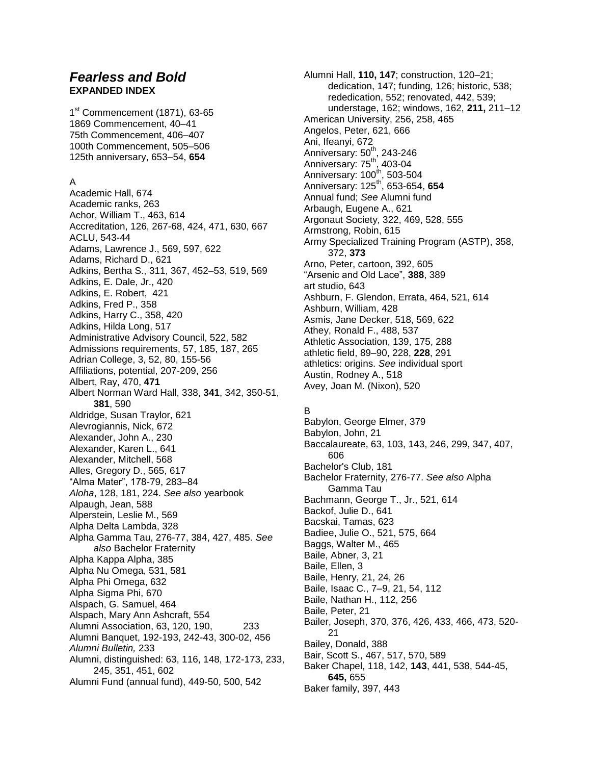# *Fearless and Bold*

**EXPANDED INDEX**

1st Commencement (1871), 63-65
1869 Commencement, 40–41
75th Commencement, 406–407
100th Commencement, 505–506
125th anniversary, 653–54, **654**

A

Academic Hall, 674
Academic ranks, 263
Achor, William T., 463, 614
Accreditation, 126, 267-68, 424, 471, 630, 667
ACLU, 543-44
Adams, Lawrence J., 569, 597, 622
Adams, Richard D., 621
Adkins, Bertha S., 311, 367, 452–53, 519, 569
Adkins, E. Dale, Jr., 420
Adkins, E. Robert, 421
Adkins, Fred P., 358
Adkins, Harry C., 358, 420
Adkins, Hilda Long, 517
Administrative Advisory Council, 522, 582
Admissions requirements, 57, 185, 187, 265
Adrian College, 3, 52, 80, 155-56
Affiliations, potential, 207-209, 256
Albert, Ray, 470, **471**
Albert Norman Ward Hall, 338, **341**, 342, 350-51, **381**, 590
Aldridge, Susan Traylor, 621
Alevrogiannis, Nick, 672
Alexander, John A., 230
Alexander, Karen L., 641
Alexander, Mitchell, 568
Alles, Gregory D., 565, 617
"Alma Mater", 178-79, 283–84
*Aloha*, 128, 181, 224. *See also* yearbook
Alpaugh, Jean, 588
Alperstein, Leslie M., 569
Alpha Delta Lambda, 328
Alpha Gamma Tau, 276-77, 384, 427, 485. *See also* Bachelor Fraternity
Alpha Kappa Alpha, 385
Alpha Nu Omega, 531, 581
Alpha Phi Omega, 632
Alpha Sigma Phi, 670
Alspach, G. Samuel, 464
Alspach, Mary Ann Ashcraft, 554
Alumni Association, 63, 120, 190, 233
Alumni Banquet, 192-193, 242-43, 300-02, 456
*Alumni Bulletin,* 233
Alumni, distinguished: 63, 116, 148, 172-173, 233, 245, 351, 451, 602
Alumni Fund (annual fund), 449-50, 500, 542
Alumni Hall, **110, 147**; construction, 120–21; dedication, 147; funding, 126; historic, 538; rededication, 552; renovated, 442, 539; understage, 162; windows, 162, **211,** 211–12
American University, 256, 258, 465
Angelos, Peter, 621, 666
Ani, Ifeanyi, 672
Anniversary: 50th, 243-246
Anniversary: 75th, 403-04
Anniversary: 100th, 503-504
Anniversary: 125th, 653-654, **654**
Annual fund; *See* Alumni fund
Arbaugh, Eugene A., 621
Argonaut Society, 322, 469, 528, 555
Armstrong, Robin, 615
Army Specialized Training Program (ASTP), 358, 372, **373**
Arno, Peter, cartoon, 392, 605
"Arsenic and Old Lace", **388**, 389
art studio, 643
Ashburn, F. Glendon, Errata, 464, 521, 614
Ashburn, William, 428
Asmis, Jane Decker, 518, 569, 622
Athey, Ronald F., 488, 537
Athletic Association, 139, 175, 288
athletic field, 89–90, 228, **228**, 291
athletics: origins. *See* individual sport
Austin, Rodney A., 518
Avey, Joan M. (Nixon), 520

B

Babylon, George Elmer, 379
Babylon, John, 21
Baccalaureate, 63, 103, 143, 246, 299, 347, 407, 606
Bachelor's Club, 181
Bachelor Fraternity, 276-77. *See also* Alpha Gamma Tau
Bachmann, George T., Jr., 521, 614
Backof, Julie D., 641
Bacskai, Tamas, 623
Badiee, Julie O., 521, 575, 664
Baggs, Walter M., 465
Baile, Abner, 3, 21
Baile, Ellen, 3
Baile, Henry, 21, 24, 26
Baile, Isaac C., 7–9, 21, 54, 112
Baile, Nathan H., 112, 256
Baile, Peter, 21
Bailer, Joseph, 370, 376, 426, 433, 466, 473, 520-21
Bailey, Donald, 388
Bair, Scott S., 467, 517, 570, 589
Baker Chapel, 118, 142, **143**, 441, 538, 544-45, **645,** 655
Baker family, 397, 443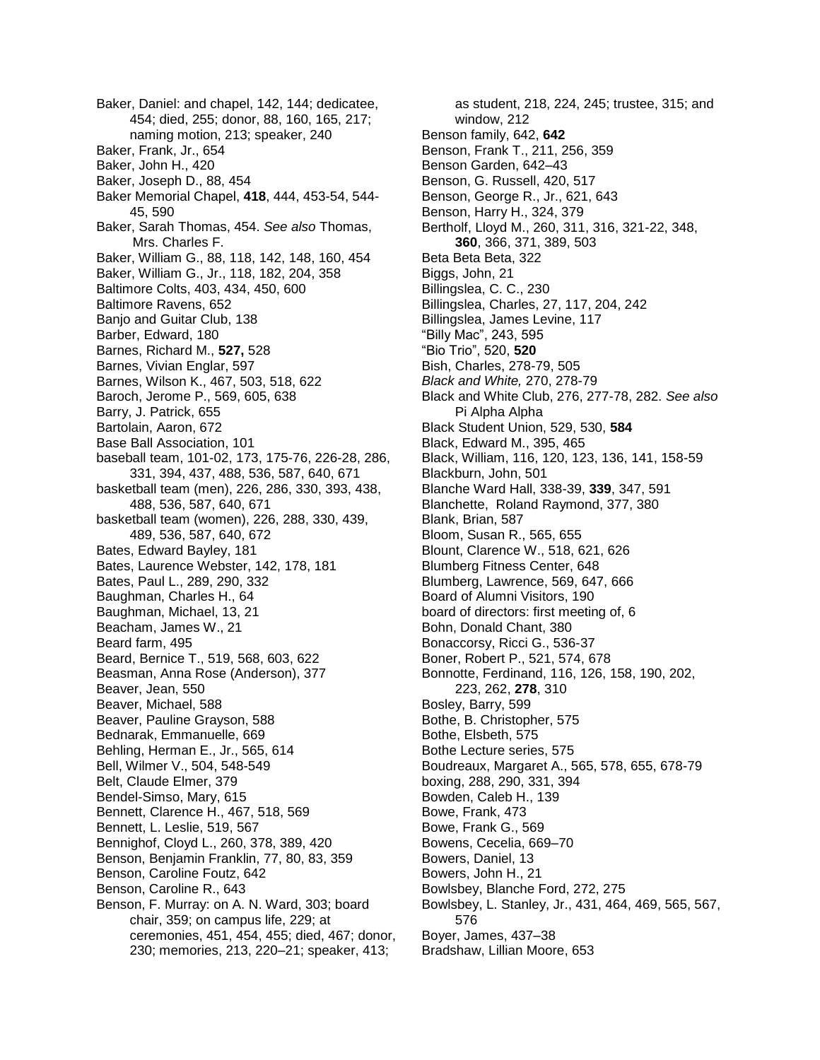Baker, Daniel: and chapel, 142, 144; dedicatee, 454; died, 255; donor, 88, 160, 165, 217; naming motion, 213; speaker, 240
Baker, Frank, Jr., 654
Baker, John H., 420
Baker, Joseph D., 88, 454
Baker Memorial Chapel, **418**, 444, 453-54, 544-45, 590
Baker, Sarah Thomas, 454. *See also* Thomas, Mrs. Charles F.
Baker, William G., 88, 118, 142, 148, 160, 454
Baker, William G., Jr., 118, 182, 204, 358
Baltimore Colts, 403, 434, 450, 600
Baltimore Ravens, 652
Banjo and Guitar Club, 138
Barber, Edward, 180
Barnes, Richard M., **527,** 528
Barnes, Vivian Englar, 597
Barnes, Wilson K., 467, 503, 518, 622
Baroch, Jerome P., 569, 605, 638
Barry, J. Patrick, 655
Bartolain, Aaron, 672
Base Ball Association, 101
baseball team, 101-02, 173, 175-76, 226-28, 286, 331, 394, 437, 488, 536, 587, 640, 671
basketball team (men), 226, 286, 330, 393, 438, 488, 536, 587, 640, 671
basketball team (women), 226, 288, 330, 439, 489, 536, 587, 640, 672
Bates, Edward Bayley, 181
Bates, Laurence Webster, 142, 178, 181
Bates, Paul L., 289, 290, 332
Baughman, Charles H., 64
Baughman, Michael, 13, 21
Beacham, James W., 21
Beard farm, 495
Beard, Bernice T., 519, 568, 603, 622
Beasman, Anna Rose (Anderson), 377
Beaver, Jean, 550
Beaver, Michael, 588
Beaver, Pauline Grayson, 588
Bednarak, Emmanuelle, 669
Behling, Herman E., Jr., 565, 614
Bell, Wilmer V., 504, 548-549
Belt, Claude Elmer, 379
Bendel-Simso, Mary, 615
Bennett, Clarence H., 467, 518, 569
Bennett, L. Leslie, 519, 567
Bennighof, Cloyd L., 260, 378, 389, 420
Benson, Benjamin Franklin, 77, 80, 83, 359
Benson, Caroline Foutz, 642
Benson, Caroline R., 643
Benson, F. Murray: on A. N. Ward, 303; board chair, 359; on campus life, 229; at ceremonies, 451, 454, 455; died, 467; donor, 230; memories, 213, 220–21; speaker, 413; as student, 218, 224, 245; trustee, 315; and window, 212
Benson family, 642, **642**
Benson, Frank T., 211, 256, 359
Benson Garden, 642–43
Benson, G. Russell, 420, 517
Benson, George R., Jr., 621, 643
Benson, Harry H., 324, 379
Bertholf, Lloyd M., 260, 311, 316, 321-22, 348, **360**, 366, 371, 389, 503
Beta Beta Beta, 322
Biggs, John, 21
Billingslea, C. C., 230
Billingslea, Charles, 27, 117, 204, 242
Billingslea, James Levine, 117
"Billy Mac", 243, 595
"Bio Trio", 520, **520**
Bish, Charles, 278-79, 505
*Black and White,* 270, 278-79
Black and White Club, 276, 277-78, 282. *See also* Pi Alpha Alpha
Black Student Union, 529, 530, **584**
Black, Edward M., 395, 465
Black, William, 116, 120, 123, 136, 141, 158-59
Blackburn, John, 501
Blanche Ward Hall, 338-39, **339**, 347, 591
Blanchette, Roland Raymond, 377, 380
Blank, Brian, 587
Bloom, Susan R., 565, 655
Blount, Clarence W., 518, 621, 626
Blumberg Fitness Center, 648
Blumberg, Lawrence, 569, 647, 666
Board of Alumni Visitors, 190
board of directors: first meeting of, 6
Bohn, Donald Chant, 380
Bonaccorsy, Ricci G., 536-37
Boner, Robert P., 521, 574, 678
Bonnotte, Ferdinand, 116, 126, 158, 190, 202, 223, 262, **278**, 310
Bosley, Barry, 599
Bothe, B. Christopher, 575
Bothe, Elsbeth, 575
Bothe Lecture series, 575
Boudreaux, Margaret A., 565, 578, 655, 678-79
boxing, 288, 290, 331, 394
Bowden, Caleb H., 139
Bowe, Frank, 473
Bowe, Frank G., 569
Bowens, Cecelia, 669–70
Bowers, Daniel, 13
Bowers, John H., 21
Bowlsbey, Blanche Ford, 272, 275
Bowlsbey, L. Stanley, Jr., 431, 464, 469, 565, 567, 576
Boyer, James, 437–38
Bradshaw, Lillian Moore, 653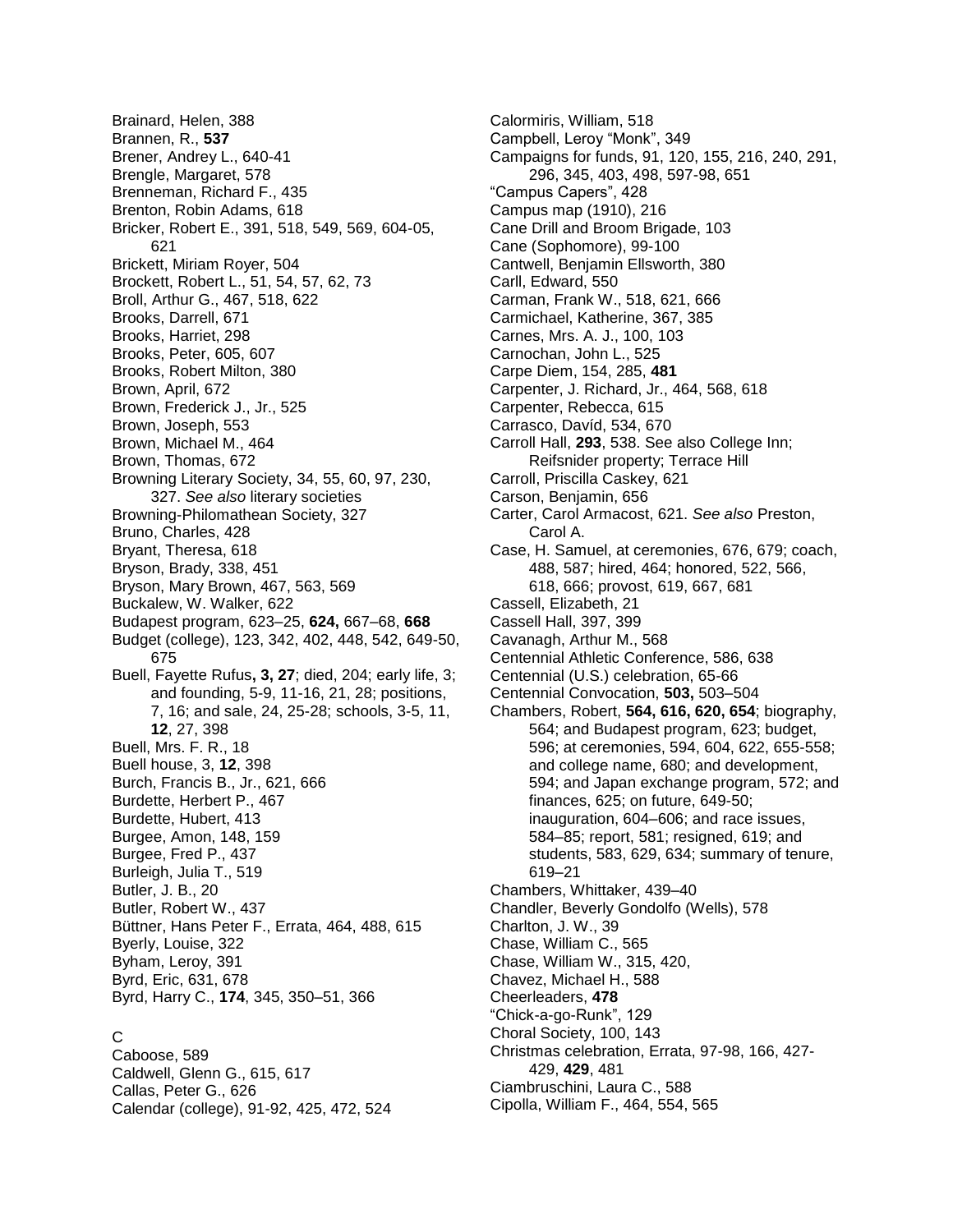Brainard, Helen, 388
Brannen, R., **537**
Brener, Andrey L., 640-41
Brengle, Margaret, 578
Brenneman, Richard F., 435
Brenton, Robin Adams, 618
Bricker, Robert E., 391, 518, 549, 569, 604-05, 621
Brickett, Miriam Royer, 504
Brockett, Robert L., 51, 54, 57, 62, 73
Broll, Arthur G., 467, 518, 622
Brooks, Darrell, 671
Brooks, Harriet, 298
Brooks, Peter, 605, 607
Brooks, Robert Milton, 380
Brown, April, 672
Brown, Frederick J., Jr., 525
Brown, Joseph, 553
Brown, Michael M., 464
Brown, Thomas, 672
Browning Literary Society, 34, 55, 60, 97, 230, 327. *See also* literary societies
Browning-Philomathean Society, 327
Bruno, Charles, 428
Bryant, Theresa, 618
Bryson, Brady, 338, 451
Bryson, Mary Brown, 467, 563, 569
Buckalew, W. Walker, 622
Budapest program, 623–25, **624,** 667–68, **668**
Budget (college), 123, 342, 402, 448, 542, 649-50, 675
Buell, Fayette Rufus**, 3, 27**; died, 204; early life, 3; and founding, 5-9, 11-16, 21, 28; positions, 7, 16; and sale, 24, 25-28; schools, 3-5, 11, **12**, 27, 398
Buell, Mrs. F. R., 18
Buell house, 3, **12**, 398
Burch, Francis B., Jr., 621, 666
Burdette, Herbert P., 467
Burdette, Hubert, 413
Burgee, Amon, 148, 159
Burgee, Fred P., 437
Burleigh, Julia T., 519
Butler, J. B., 20
Butler, Robert W., 437
Büttner, Hans Peter F., Errata, 464, 488, 615
Byerly, Louise, 322
Byham, Leroy, 391
Byrd, Eric, 631, 678
Byrd, Harry C., **174**, 345, 350–51, 366

C

Caboose, 589
Caldwell, Glenn G., 615, 617
Callas, Peter G., 626
Calendar (college), 91-92, 425, 472, 524
Calormiris, William, 518
Campbell, Leroy "Monk", 349
Campaigns for funds, 91, 120, 155, 216, 240, 291, 296, 345, 403, 498, 597-98, 651
"Campus Capers", 428
Campus map (1910), 216
Cane Drill and Broom Brigade, 103
Cane (Sophomore), 99-100
Cantwell, Benjamin Ellsworth, 380
Carll, Edward, 550
Carman, Frank W., 518, 621, 666
Carmichael, Katherine, 367, 385
Carnes, Mrs. A. J., 100, 103
Carnochan, John L., 525
Carpe Diem, 154, 285, **481**
Carpenter, J. Richard, Jr., 464, 568, 618
Carpenter, Rebecca, 615
Carrasco, Davíd, 534, 670
Carroll Hall, **293**, 538. See also College Inn; Reifsnider property; Terrace Hill
Carroll, Priscilla Caskey, 621
Carson, Benjamin, 656
Carter, Carol Armacost, 621. *See also* Preston, Carol A.
Case, H. Samuel, at ceremonies, 676, 679; coach, 488, 587; hired, 464; honored, 522, 566, 618, 666; provost, 619, 667, 681
Cassell, Elizabeth, 21
Cassell Hall, 397, 399
Cavanagh, Arthur M., 568
Centennial Athletic Conference, 586, 638
Centennial (U.S.) celebration, 65-66
Centennial Convocation, **503,** 503–504
Chambers, Robert, **564, 616, 620, 654**; biography, 564; and Budapest program, 623; budget, 596; at ceremonies, 594, 604, 622, 655-558; and college name, 680; and development, 594; and Japan exchange program, 572; and finances, 625; on future, 649-50; inauguration, 604–606; and race issues, 584–85; report, 581; resigned, 619; and students, 583, 629, 634; summary of tenure, 619–21
Chambers, Whittaker, 439–40
Chandler, Beverly Gondolfo (Wells), 578
Charlton, J. W., 39
Chase, William C., 565
Chase, William W., 315, 420,
Chavez, Michael H., 588
Cheerleaders, **478**
"Chick-a-go-Runk", 129
Choral Society, 100, 143
Christmas celebration, Errata, 97-98, 166, 427-429, **429**, 481
Ciambruschini, Laura C., 588
Cipolla, William F., 464, 554, 565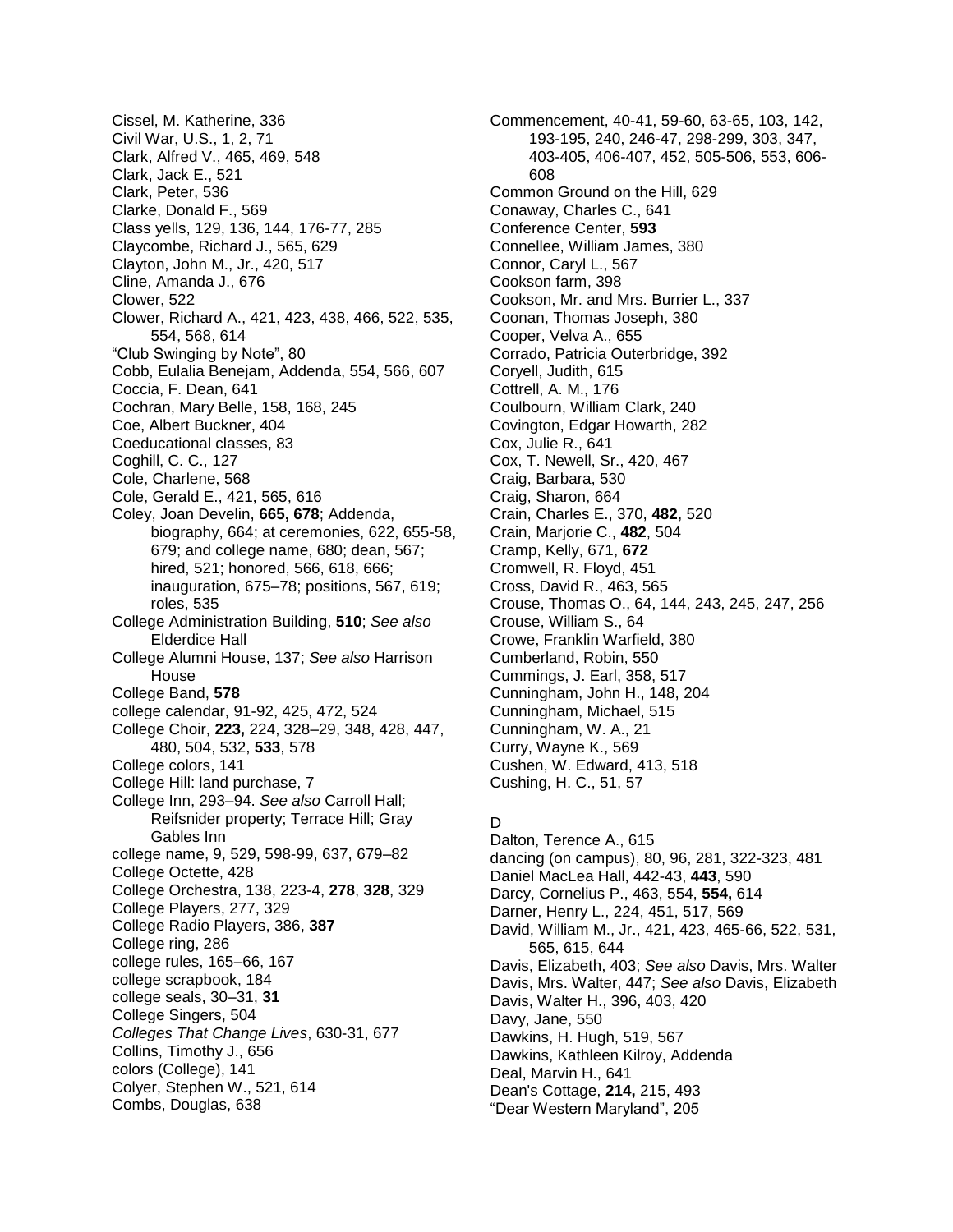Cissel, M. Katherine, 336
Civil War, U.S., 1, 2, 71
Clark, Alfred V., 465, 469, 548
Clark, Jack E., 521
Clark, Peter, 536
Clarke, Donald F., 569
Class yells, 129, 136, 144, 176-77, 285
Claycombe, Richard J., 565, 629
Clayton, John M., Jr., 420, 517
Cline, Amanda J., 676
Clower, 522
Clower, Richard A., 421, 423, 438, 466, 522, 535, 554, 568, 614
"Club Swinging by Note", 80
Cobb, Eulalia Benejam, Addenda, 554, 566, 607
Coccia, F. Dean, 641
Cochran, Mary Belle, 158, 168, 245
Coe, Albert Buckner, 404
Coeducational classes, 83
Coghill, C. C., 127
Cole, Charlene, 568
Cole, Gerald E., 421, 565, 616
Coley, Joan Develin, **665, 678**; Addenda, biography, 664; at ceremonies, 622, 655-58, 679; and college name, 680; dean, 567; hired, 521; honored, 566, 618, 666; inauguration, 675–78; positions, 567, 619; roles, 535
College Administration Building, **510**; *See also* Elderdice Hall
College Alumni House, 137; *See also* Harrison House
College Band, **578**
college calendar, 91-92, 425, 472, 524
College Choir, **223,** 224, 328–29, 348, 428, 447, 480, 504, 532, **533**, 578
College colors, 141
College Hill: land purchase, 7
College Inn, 293–94. *See also* Carroll Hall; Reifsnider property; Terrace Hill; Gray Gables Inn
college name, 9, 529, 598-99, 637, 679–82
College Octette, 428
College Orchestra, 138, 223-4, **278**, **328**, 329
College Players, 277, 329
College Radio Players, 386, **387**
College ring, 286
college rules, 165–66, 167
college scrapbook, 184
college seals, 30–31, **31**
College Singers, 504
*Colleges That Change Lives*, 630-31, 677
Collins, Timothy J., 656
colors (College), 141
Colyer, Stephen W., 521, 614
Combs, Douglas, 638
Commencement, 40-41, 59-60, 63-65, 103, 142, 193-195, 240, 246-47, 298-299, 303, 347, 403-405, 406-407, 452, 505-506, 553, 606-608
Common Ground on the Hill, 629
Conaway, Charles C., 641
Conference Center, **593**
Connellee, William James, 380
Connor, Caryl L., 567
Cookson farm, 398
Cookson, Mr. and Mrs. Burrier L., 337
Coonan, Thomas Joseph, 380
Cooper, Velva A., 655
Corrado, Patricia Outerbridge, 392
Coryell, Judith, 615
Cottrell, A. M., 176
Coulbourn, William Clark, 240
Covington, Edgar Howarth, 282
Cox, Julie R., 641
Cox, T. Newell, Sr., 420, 467
Craig, Barbara, 530
Craig, Sharon, 664
Crain, Charles E., 370, **482**, 520
Crain, Marjorie C., **482**, 504
Cramp, Kelly, 671, **672**
Cromwell, R. Floyd, 451
Cross, David R., 463, 565
Crouse, Thomas O., 64, 144, 243, 245, 247, 256
Crouse, William S., 64
Crowe, Franklin Warfield, 380
Cumberland, Robin, 550
Cummings, J. Earl, 358, 517
Cunningham, John H., 148, 204
Cunningham, Michael, 515
Cunningham, W. A., 21
Curry, Wayne K., 569
Cushen, W. Edward, 413, 518
Cushing, H. C., 51, 57

D

Dalton, Terence A., 615
dancing (on campus), 80, 96, 281, 322-323, 481
Daniel MacLea Hall, 442-43, **443**, 590
Darcy, Cornelius P., 463, 554, **554,** 614
Darner, Henry L., 224, 451, 517, 569
David, William M., Jr., 421, 423, 465-66, 522, 531, 565, 615, 644
Davis, Elizabeth, 403; *See also* Davis, Mrs. Walter
Davis, Mrs. Walter, 447; *See also* Davis, Elizabeth
Davis, Walter H., 396, 403, 420
Davy, Jane, 550
Dawkins, H. Hugh, 519, 567
Dawkins, Kathleen Kilroy, Addenda
Deal, Marvin H., 641
Dean's Cottage, **214,** 215, 493
"Dear Western Maryland", 205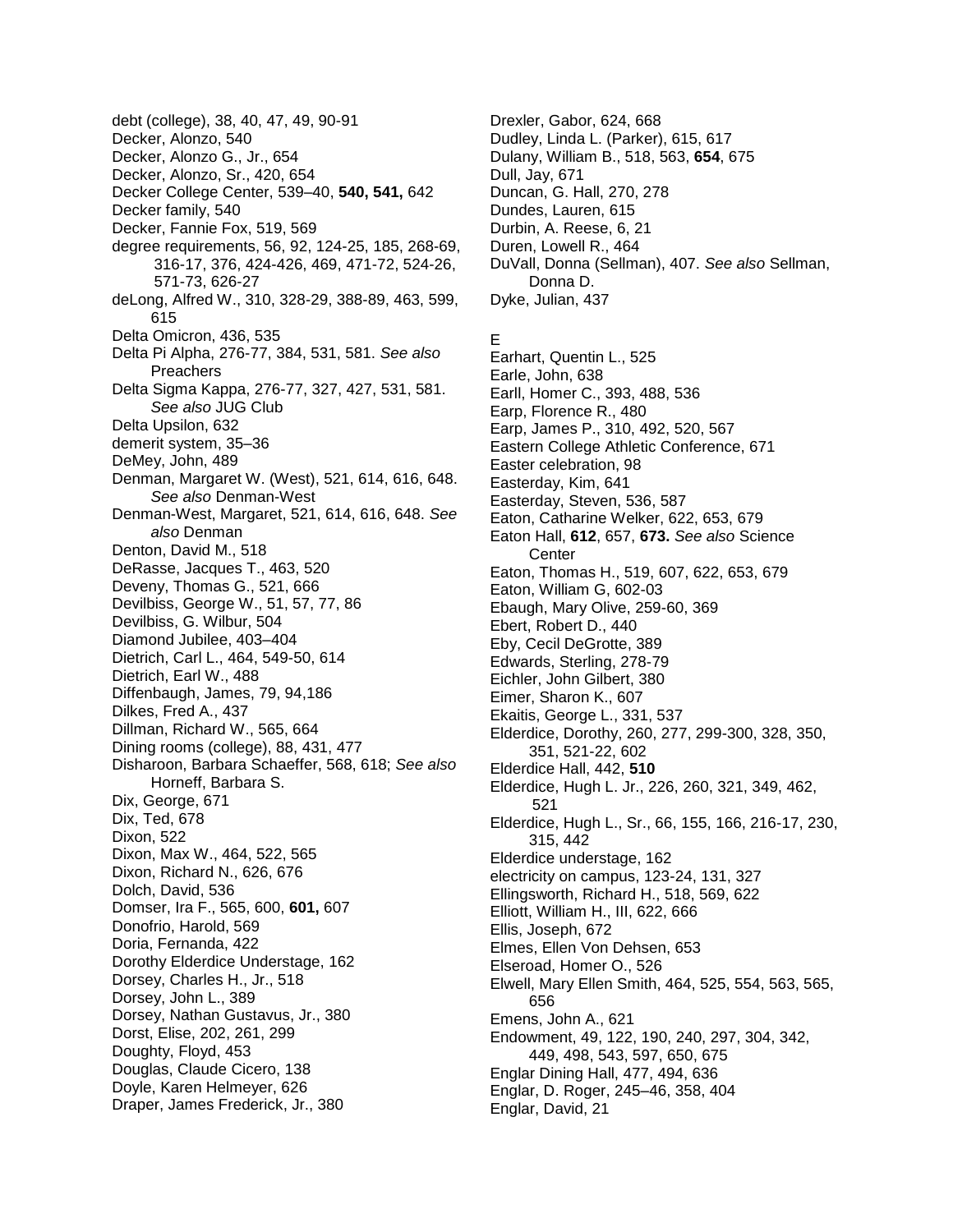debt (college), 38, 40, 47, 49, 90-91
Decker, Alonzo, 540
Decker, Alonzo G., Jr., 654
Decker, Alonzo, Sr., 420, 654
Decker College Center, 539–40, **540, 541,** 642
Decker family, 540
Decker, Fannie Fox, 519, 569
degree requirements, 56, 92, 124-25, 185, 268-69, 316-17, 376, 424-426, 469, 471-72, 524-26, 571-73, 626-27
deLong, Alfred W., 310, 328-29, 388-89, 463, 599, 615
Delta Omicron, 436, 535
Delta Pi Alpha, 276-77, 384, 531, 581. *See also* Preachers
Delta Sigma Kappa, 276-77, 327, 427, 531, 581. *See also* JUG Club
Delta Upsilon, 632
demerit system, 35–36
DeMey, John, 489
Denman, Margaret W. (West), 521, 614, 616, 648. *See also* Denman-West
Denman-West, Margaret, 521, 614, 616, 648. *See also* Denman
Denton, David M., 518
DeRasse, Jacques T., 463, 520
Deveny, Thomas G., 521, 666
Devilbiss, George W., 51, 57, 77, 86
Devilbiss, G. Wilbur, 504
Diamond Jubilee, 403–404
Dietrich, Carl L., 464, 549-50, 614
Dietrich, Earl W., 488
Diffenbaugh, James, 79, 94,186
Dilkes, Fred A., 437
Dillman, Richard W., 565, 664
Dining rooms (college), 88, 431, 477
Disharoon, Barbara Schaeffer, 568, 618; *See also* Horneff, Barbara S.
Dix, George, 671
Dix, Ted, 678
Dixon, 522
Dixon, Max W., 464, 522, 565
Dixon, Richard N., 626, 676
Dolch, David, 536
Domser, Ira F., 565, 600, **601,** 607
Donofrio, Harold, 569
Doria, Fernanda, 422
Dorothy Elderdice Understage, 162
Dorsey, Charles H., Jr., 518
Dorsey, John L., 389
Dorsey, Nathan Gustavus, Jr., 380
Dorst, Elise, 202, 261, 299
Doughty, Floyd, 453
Douglas, Claude Cicero, 138
Doyle, Karen Helmeyer, 626
Draper, James Frederick, Jr., 380
Drexler, Gabor, 624, 668
Dudley, Linda L. (Parker), 615, 617
Dulany, William B., 518, 563, **654**, 675
Dull, Jay, 671
Duncan, G. Hall, 270, 278
Dundes, Lauren, 615
Durbin, A. Reese, 6, 21
Duren, Lowell R., 464
DuVall, Donna (Sellman), 407. *See also* Sellman, Donna D.
Dyke, Julian, 437

E

Earhart, Quentin L., 525
Earle, John, 638
Earll, Homer C., 393, 488, 536
Earp, Florence R., 480
Earp, James P., 310, 492, 520, 567
Eastern College Athletic Conference, 671
Easter celebration, 98
Easterday, Kim, 641
Easterday, Steven, 536, 587
Eaton, Catharine Welker, 622, 653, 679
Eaton Hall, **612**, 657, **673.** *See also* Science Center
Eaton, Thomas H., 519, 607, 622, 653, 679
Eaton, William G, 602-03
Ebaugh, Mary Olive, 259-60, 369
Ebert, Robert D., 440
Eby, Cecil DeGrotte, 389
Edwards, Sterling, 278-79
Eichler, John Gilbert, 380
Eimer, Sharon K., 607
Ekaitis, George L., 331, 537
Elderdice, Dorothy, 260, 277, 299-300, 328, 350, 351, 521-22, 602
Elderdice Hall, 442, **510**
Elderdice, Hugh L. Jr., 226, 260, 321, 349, 462, 521
Elderdice, Hugh L., Sr., 66, 155, 166, 216-17, 230, 315, 442
Elderdice understage, 162
electricity on campus, 123-24, 131, 327
Ellingsworth, Richard H., 518, 569, 622
Elliott, William H., III, 622, 666
Ellis, Joseph, 672
Elmes, Ellen Von Dehsen, 653
Elseroad, Homer O., 526
Elwell, Mary Ellen Smith, 464, 525, 554, 563, 565, 656
Emens, John A., 621
Endowment, 49, 122, 190, 240, 297, 304, 342, 449, 498, 543, 597, 650, 675
Englar Dining Hall, 477, 494, 636
Englar, D. Roger, 245–46, 358, 404
Englar, David, 21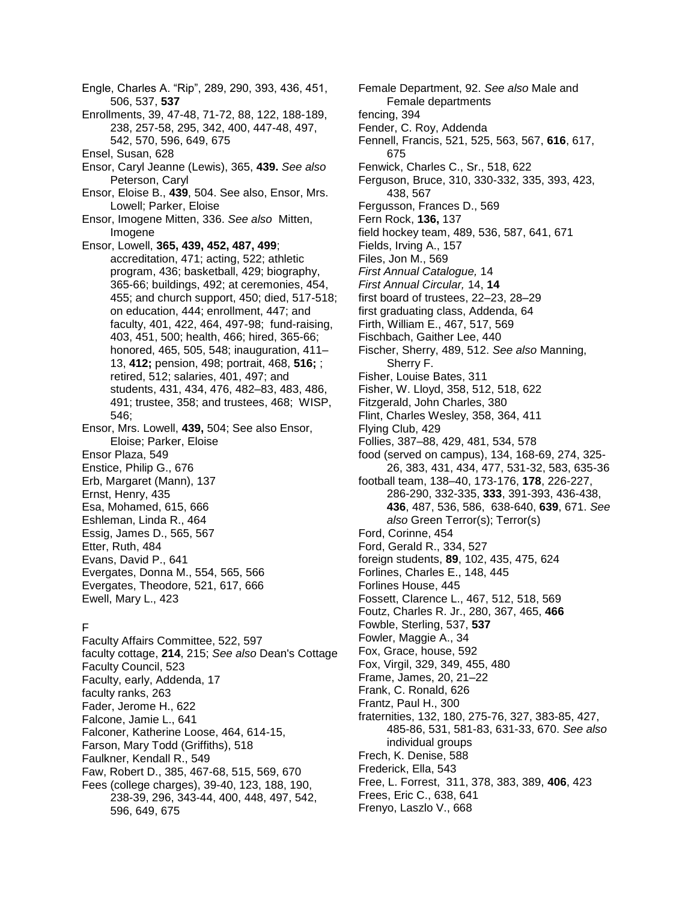Engle, Charles A. “Rip”, 289, 290, 393, 436, 451, 506, 537, **537**

Enrollments, 39, 47-48, 71-72, 88, 122, 188-189, 238, 257-58, 295, 342, 400, 447-48, 497, 542, 570, 596, 649, 675

Ensel, Susan, 628

Ensor, Caryl Jeanne (Lewis), 365, **439.** *See also* Peterson, Caryl

Ensor, Eloise B., **439**, 504. See also, Ensor, Mrs. Lowell; Parker, Eloise

Ensor, Imogene Mitten, 336. *See also* Mitten, Imogene

Ensor, Lowell, **365, 439, 452, 487, 499**; accreditation, 471; acting, 522; athletic program, 436; basketball, 429; biography, 365-66; buildings, 492; at ceremonies, 454, 455; and church support, 450; died, 517-518; on education, 444; enrollment, 447; and faculty, 401, 422, 464, 497-98; fund-raising, 403, 451, 500; health, 466; hired, 365-66; honored, 465, 505, 548; inauguration, 411–13, **412;** pension, 498; portrait, 468, **516;** ; retired, 512; salaries, 401, 497; and students, 431, 434, 476, 482–83, 486, 491; trustee, 358; and trustees, 468; WISP, 546;

Ensor, Mrs. Lowell, **439,** 504; See also Ensor, Eloise; Parker, Eloise

Ensor Plaza, 549

Enstice, Philip G., 676

Erb, Margaret (Mann), 137

Ernst, Henry, 435

Esa, Mohamed, 615, 666

Eshleman, Linda R., 464

Essig, James D., 565, 567

Etter, Ruth, 484

Evans, David P., 641

Evergates, Donna M., 554, 565, 566

Evergates, Theodore, 521, 617, 666

Ewell, Mary L., 423

F

Faculty Affairs Committee, 522, 597

faculty cottage, **214**, 215; *See also* Dean's Cottage

Faculty Council, 523

Faculty, early, Addenda, 17

faculty ranks, 263

Fader, Jerome H., 622

Falcone, Jamie L., 641

Falconer, Katherine Loose, 464, 614-15,

Farson, Mary Todd (Griffiths), 518

Faulkner, Kendall R., 549

Faw, Robert D., 385, 467-68, 515, 569, 670

Fees (college charges), 39-40, 123, 188, 190, 238-39, 296, 343-44, 400, 448, 497, 542, 596, 649, 675

Female Department, 92. *See also* Male and Female departments

fencing, 394

Fender, C. Roy, Addenda

Fennell, Francis, 521, 525, 563, 567, **616**, 617, 675

Fenwick, Charles C., Sr., 518, 622

Ferguson, Bruce, 310, 330-332, 335, 393, 423, 438, 567

Fergusson, Frances D., 569

Fern Rock, **136,** 137

field hockey team, 489, 536, 587, 641, 671

Fields, Irving A., 157

Files, Jon M., 569

*First Annual Catalogue,* 14

*First Annual Circular,* 14, **14**

first board of trustees, 22–23, 28–29

first graduating class, Addenda, 64

Firth, William E., 467, 517, 569

Fischbach, Gaither Lee, 440

Fischer, Sherry, 489, 512. *See also* Manning, Sherry F.

Fisher, Louise Bates, 311

Fisher, W. Lloyd, 358, 512, 518, 622

Fitzgerald, John Charles, 380

Flint, Charles Wesley, 358, 364, 411

Flying Club, 429

Follies, 387–88, 429, 481, 534, 578

food (served on campus), 134, 168-69, 274, 325-26, 383, 431, 434, 477, 531-32, 583, 635-36

football team, 138–40, 173-176, **178**, 226-227, 286-290, 332-335, **333**, 391-393, 436-438, **436**, 487, 536, 586, 638-640, **639**, 671. *See also* Green Terror(s); Terror(s)

Ford, Corinne, 454

Ford, Gerald R., 334, 527

foreign students, **89**, 102, 435, 475, 624

Forlines, Charles E., 148, 445

Forlines House, 445

Fossett, Clarence L., 467, 512, 518, 569

Foutz, Charles R. Jr., 280, 367, 465, **466**

Fowble, Sterling, 537, **537**

Fowler, Maggie A., 34

Fox, Grace, house, 592

Fox, Virgil, 329, 349, 455, 480

Frame, James, 20, 21–22

Frank, C. Ronald, 626

Frantz, Paul H., 300

fraternities, 132, 180, 275-76, 327, 383-85, 427, 485-86, 531, 581-83, 631-33, 670. *See also* individual groups

Frech, K. Denise, 588

Frederick, Ella, 543

Free, L. Forrest, 311, 378, 383, 389, **406**, 423

Frees, Eric C., 638, 641

Frenyo, Laszlo V., 668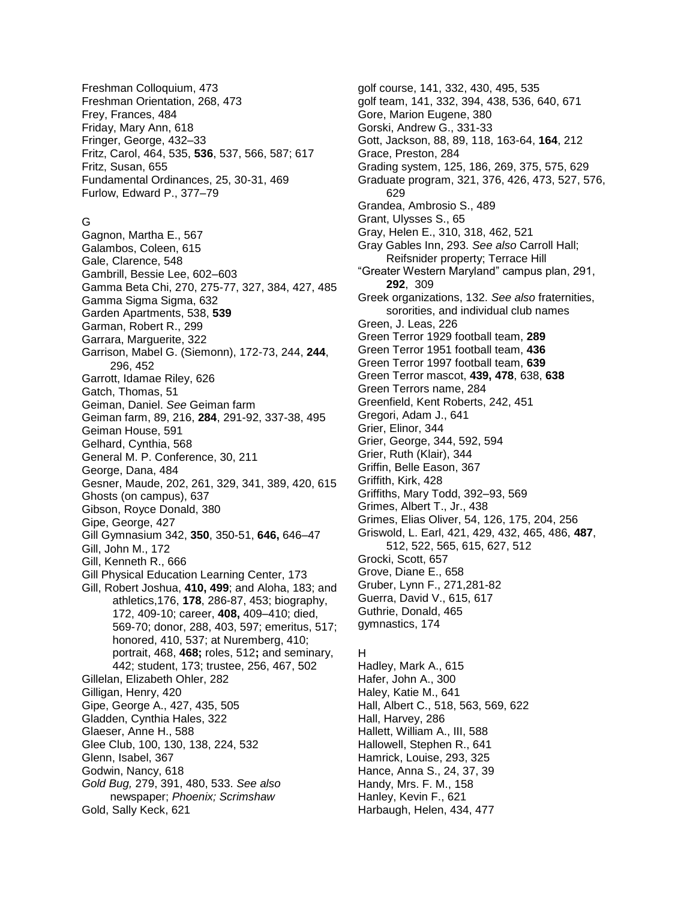Freshman Colloquium, 473
Freshman Orientation, 268, 473
Frey, Frances, 484
Friday, Mary Ann, 618
Fringer, George, 432–33
Fritz, Carol, 464, 535, **536**, 537, 566, 587; 617
Fritz, Susan, 655
Fundamental Ordinances, 25, 30-31, 469
Furlow, Edward P., 377–79

G

Gagnon, Martha E., 567
Galambos, Coleen, 615
Gale, Clarence, 548
Gambrill, Bessie Lee, 602–603
Gamma Beta Chi, 270, 275-77, 327, 384, 427, 485
Gamma Sigma Sigma, 632
Garden Apartments, 538, **539**
Garman, Robert R., 299
Garrara, Marguerite, 322
Garrison, Mabel G. (Siemonn), 172-73, 244, **244**, 296, 452
Garrott, Idamae Riley, 626
Gatch, Thomas, 51
Geiman, Daniel. *See* Geiman farm
Geiman farm, 89, 216, **284**, 291-92, 337-38, 495
Geiman House, 591
Gelhard, Cynthia, 568
General M. P. Conference, 30, 211
George, Dana, 484
Gesner, Maude, 202, 261, 329, 341, 389, 420, 615
Ghosts (on campus), 637
Gibson, Royce Donald, 380
Gipe, George, 427
Gill Gymnasium 342, **350**, 350-51, **646,** 646–47
Gill, John M., 172
Gill, Kenneth R., 666
Gill Physical Education Learning Center, 173
Gill, Robert Joshua, **410, 499**; and Aloha, 183; and athletics,176, **178**, 286-87, 453; biography, 172, 409-10; career, **408,** 409–410; died, 569-70; donor, 288, 403, 597; emeritus, 517; honored, 410, 537; at Nuremberg, 410; portrait, 468, **468;** roles, 512**;** and seminary, 442; student, 173; trustee, 256, 467, 502
Gillelan, Elizabeth Ohler, 282
Gilligan, Henry, 420
Gipe, George A., 427, 435, 505
Gladden, Cynthia Hales, 322
Glaeser, Anne H., 588
Glee Club, 100, 130, 138, 224, 532
Glenn, Isabel, 367
Godwin, Nancy, 618
*Gold Bug,* 279, 391, 480, 533. *See also* newspaper; *Phoenix; Scrimshaw*
Gold, Sally Keck, 621
golf course, 141, 332, 430, 495, 535
golf team, 141, 332, 394, 438, 536, 640, 671
Gore, Marion Eugene, 380
Gorski, Andrew G., 331-33
Gott, Jackson, 88, 89, 118, 163-64, **164**, 212
Grace, Preston, 284
Grading system, 125, 186, 269, 375, 575, 629
Graduate program, 321, 376, 426, 473, 527, 576, 629
Grandea, Ambrosio S., 489
Grant, Ulysses S., 65
Gray, Helen E., 310, 318, 462, 521
Gray Gables Inn, 293. *See also* Carroll Hall; Reifsnider property; Terrace Hill
"Greater Western Maryland" campus plan, 291, **292**, 309
Greek organizations, 132. *See also* fraternities, sororities, and individual club names
Green, J. Leas, 226
Green Terror 1929 football team, **289**
Green Terror 1951 football team, **436**
Green Terror 1997 football team, **639**
Green Terror mascot, **439, 478**, 638, **638**
Green Terrors name, 284
Greenfield, Kent Roberts, 242, 451
Gregori, Adam J., 641
Grier, Elinor, 344
Grier, George, 344, 592, 594
Grier, Ruth (Klair), 344
Griffin, Belle Eason, 367
Griffith, Kirk, 428
Griffiths, Mary Todd, 392–93, 569
Grimes, Albert T., Jr., 438
Grimes, Elias Oliver, 54, 126, 175, 204, 256
Griswold, L. Earl, 421, 429, 432, 465, 486, **487**, 512, 522, 565, 615, 627, 512
Grocki, Scott, 657
Grove, Diane E., 658
Gruber, Lynn F., 271,281-82
Guerra, David V., 615, 617
Guthrie, Donald, 465
gymnastics, 174

H

Hadley, Mark A., 615
Hafer, John A., 300
Haley, Katie M., 641
Hall, Albert C., 518, 563, 569, 622
Hall, Harvey, 286
Hallett, William A., III, 588
Hallowell, Stephen R., 641
Hamrick, Louise, 293, 325
Hance, Anna S., 24, 37, 39
Handy, Mrs. F. M., 158
Hanley, Kevin F., 621
Harbaugh, Helen, 434, 477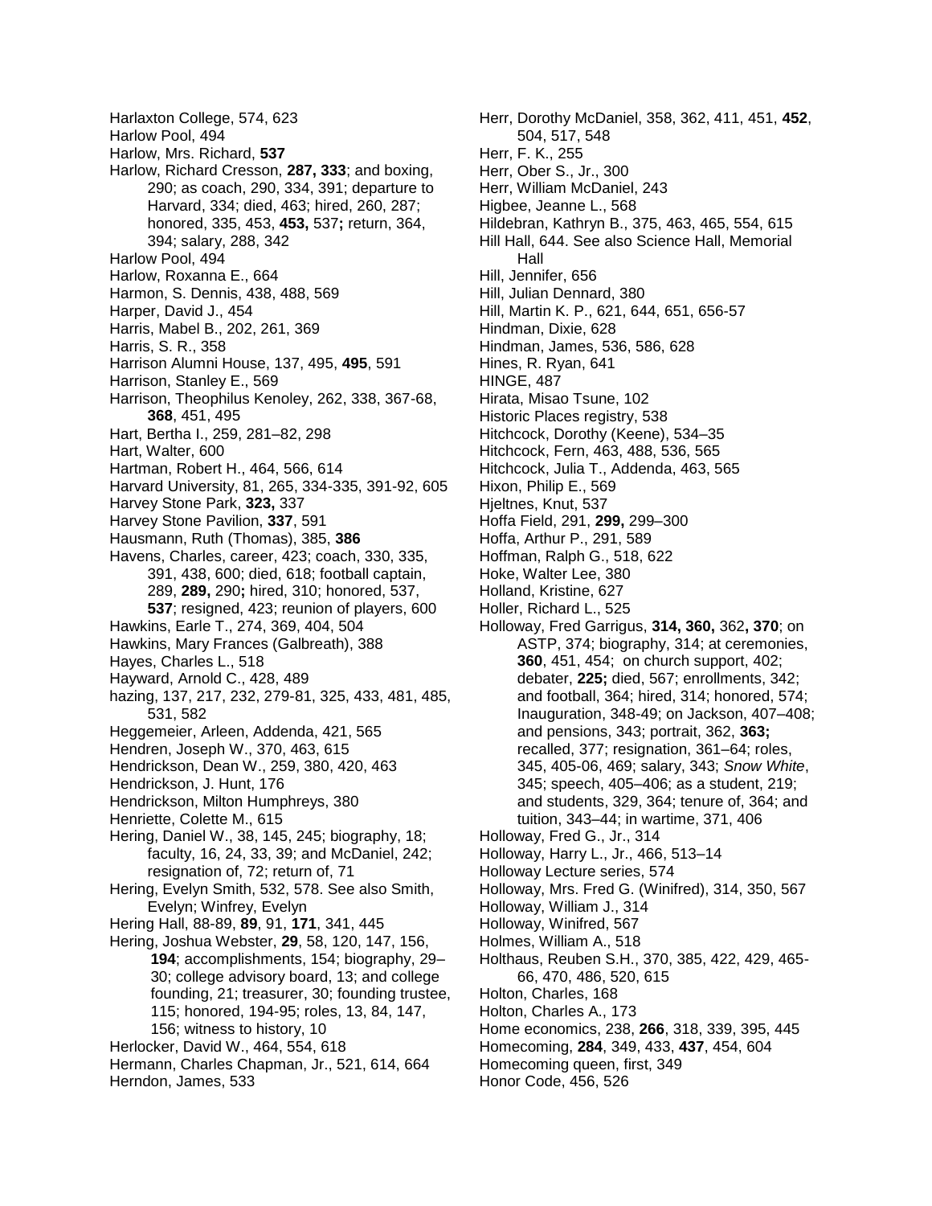Harlaxton College, 574, 623  
Harlow Pool, 494  
Harlow, Mrs. Richard, **537**  
Harlow, Richard Cresson, **287, 333**; and boxing, 290; as coach, 290, 334, 391; departure to Harvard, 334; died, 463; hired, 260, 287; honored, 335, 453, **453,** 537**;** return, 364, 394; salary, 288, 342  
Harlow Pool, 494  
Harlow, Roxanna E., 664  
Harmon, S. Dennis, 438, 488, 569  
Harper, David J., 454  
Harris, Mabel B., 202, 261, 369  
Harris, S. R., 358  
Harrison Alumni House, 137, 495, **495**, 591  
Harrison, Stanley E., 569  
Harrison, Theophilus Kenoley, 262, 338, 367-68, **368**, 451, 495  
Hart, Bertha I., 259, 281–82, 298  
Hart, Walter, 600  
Hartman, Robert H., 464, 566, 614  
Harvard University, 81, 265, 334-335, 391-92, 605  
Harvey Stone Park, **323,** 337  
Harvey Stone Pavilion, **337**, 591  
Hausmann, Ruth (Thomas), 385, **386**  
Havens, Charles, career, 423; coach, 330, 335, 391, 438, 600; died, 618; football captain, 289, **289,** 290**;** hired, 310; honored, 537, **537**; resigned, 423; reunion of players, 600  
Hawkins, Earle T., 274, 369, 404, 504  
Hawkins, Mary Frances (Galbreath), 388  
Hayes, Charles L., 518  
Hayward, Arnold C., 428, 489  
hazing, 137, 217, 232, 279-81, 325, 433, 481, 485, 531, 582  
Heggemeier, Arleen, Addenda, 421, 565  
Hendren, Joseph W., 370, 463, 615  
Hendrickson, Dean W., 259, 380, 420, 463  
Hendrickson, J. Hunt, 176  
Hendrickson, Milton Humphreys, 380  
Henriette, Colette M., 615  
Hering, Daniel W., 38, 145, 245; biography, 18; faculty, 16, 24, 33, 39; and McDaniel, 242; resignation of, 72; return of, 71  
Hering, Evelyn Smith, 532, 578. See also Smith, Evelyn; Winfrey, Evelyn  
Hering Hall, 88-89, **89**, 91, **171**, 341, 445  
Hering, Joshua Webster, **29**, 58, 120, 147, 156, **194**; accomplishments, 154; biography, 29–30; college advisory board, 13; and college founding, 21; treasurer, 30; founding trustee, 115; honored, 194-95; roles, 13, 84, 147, 156; witness to history, 10  
Herlocker, David W., 464, 554, 618  
Hermann, Charles Chapman, Jr., 521, 614, 664  
Herndon, James, 533  
Herr, Dorothy McDaniel, 358, 362, 411, 451, **452**, 504, 517, 548  
Herr, F. K., 255  
Herr, Ober S., Jr., 300  
Herr, William McDaniel, 243  
Higbee, Jeanne L., 568  
Hildebran, Kathryn B., 375, 463, 465, 554, 615  
Hill Hall, 644. See also Science Hall, Memorial Hall  
Hill, Jennifer, 656  
Hill, Julian Dennard, 380  
Hill, Martin K. P., 621, 644, 651, 656-57  
Hindman, Dixie, 628  
Hindman, James, 536, 586, 628  
Hines, R. Ryan, 641  
HINGE, 487  
Hirata, Misao Tsune, 102  
Historic Places registry, 538  
Hitchcock, Dorothy (Keene), 534–35  
Hitchcock, Fern, 463, 488, 536, 565  
Hitchcock, Julia T., Addenda, 463, 565  
Hixon, Philip E., 569  
Hjeltnes, Knut, 537  
Hoffa Field, 291, **299,** 299–300  
Hoffa, Arthur P., 291, 589  
Hoffman, Ralph G., 518, 622  
Hoke, Walter Lee, 380  
Holland, Kristine, 627  
Holler, Richard L., 525  
Holloway, Fred Garrigus, **314, 360,** 362**, 370**; on ASTP, 374; biography, 314; at ceremonies, **360**, 451, 454; on church support, 402; debater, **225;** died, 567; enrollments, 342; and football, 364; hired, 314; honored, 574; Inauguration, 348-49; on Jackson, 407–408; and pensions, 343; portrait, 362, **363;** recalled, 377; resignation, 361–64; roles, 345, 405-06, 469; salary, 343; *Snow White*, 345; speech, 405–406; as a student, 219; and students, 329, 364; tenure of, 364; and tuition, 343–44; in wartime, 371, 406  
Holloway, Fred G., Jr., 314  
Holloway, Harry L., Jr., 466, 513–14  
Holloway Lecture series, 574  
Holloway, Mrs. Fred G. (Winifred), 314, 350, 567  
Holloway, William J., 314  
Holloway, Winifred, 567  
Holmes, William A., 518  
Holthaus, Reuben S.H., 370, 385, 422, 429, 465-66, 470, 486, 520, 615  
Holton, Charles, 168  
Holton, Charles A., 173  
Home economics, 238, **266**, 318, 339, 395, 445  
Homecoming, **284**, 349, 433, **437**, 454, 604  
Homecoming queen, first, 349  
Honor Code, 456, 526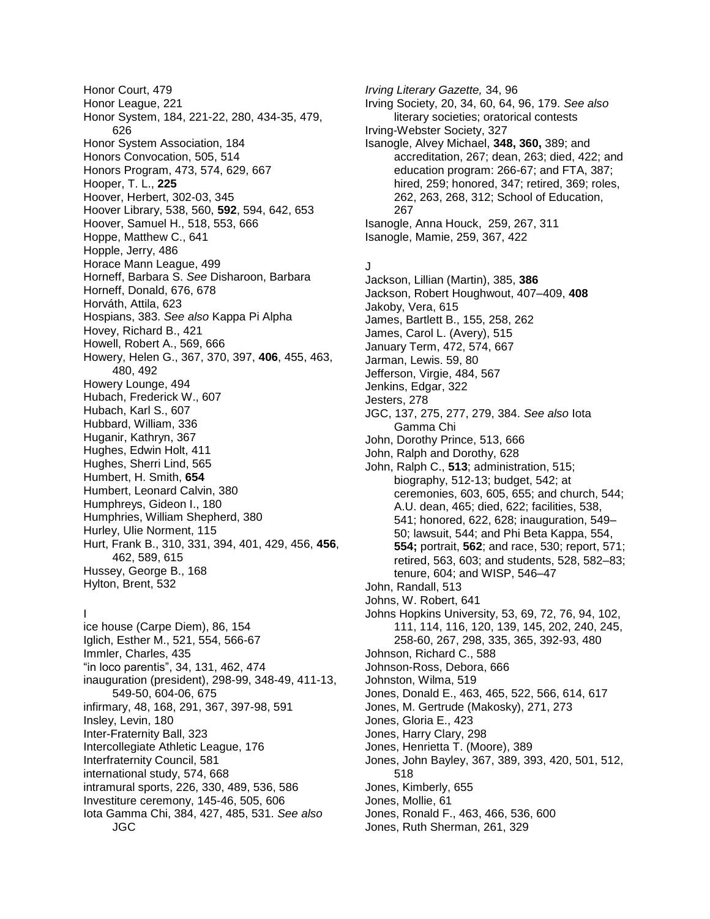Honor Court, 479
Honor League, 221
Honor System, 184, 221-22, 280, 434-35, 479, 626
Honor System Association, 184
Honors Convocation, 505, 514
Honors Program, 473, 574, 629, 667
Hooper, T. L., **225**
Hoover, Herbert, 302-03, 345
Hoover Library, 538, 560, **592**, 594, 642, 653
Hoover, Samuel H., 518, 553, 666
Hoppe, Matthew C., 641
Hopple, Jerry, 486
Horace Mann League, 499
Horneff, Barbara S. *See* Disharoon, Barbara
Horneff, Donald, 676, 678
Horváth, Attila, 623
Hospians, 383. *See also* Kappa Pi Alpha
Hovey, Richard B., 421
Howell, Robert A., 569, 666
Howery, Helen G., 367, 370, 397, **406**, 455, 463, 480, 492
Howery Lounge, 494
Hubach, Frederick W., 607
Hubach, Karl S., 607
Hubbard, William, 336
Huganir, Kathryn, 367
Hughes, Edwin Holt, 411
Hughes, Sherri Lind, 565
Humbert, H. Smith, **654**
Humbert, Leonard Calvin, 380
Humphreys, Gideon I., 180
Humphries, William Shepherd, 380
Hurley, Ulie Norment, 115
Hurt, Frank B., 310, 331, 394, 401, 429, 456, **456**, 462, 589, 615
Hussey, George B., 168
Hylton, Brent, 532

I

ice house (Carpe Diem), 86, 154
Iglich, Esther M., 521, 554, 566-67
Immler, Charles, 435
"in loco parentis", 34, 131, 462, 474
inauguration (president), 298-99, 348-49, 411-13, 549-50, 604-06, 675
infirmary, 48, 168, 291, 367, 397-98, 591
Insley, Levin, 180
Inter-Fraternity Ball, 323
Intercollegiate Athletic League, 176
Interfraternity Council, 581
international study, 574, 668
intramural sports, 226, 330, 489, 536, 586
Investiture ceremony, 145-46, 505, 606
Iota Gamma Chi, 384, 427, 485, 531. *See also* JGC

*Irving Literary Gazette,* 34, 96
Irving Society, 20, 34, 60, 64, 96, 179. *See also* literary societies; oratorical contests
Irving-Webster Society, 327
Isanogle, Alvey Michael, **348, 360,** 389; and accreditation, 267; dean, 263; died, 422; and education program: 266-67; and FTA, 387; hired, 259; honored, 347; retired, 369; roles, 262, 263, 268, 312; School of Education, 267
Isanogle, Anna Houck, 259, 267, 311
Isanogle, Mamie, 259, 367, 422

J

Jackson, Lillian (Martin), 385, **386**
Jackson, Robert Houghwout, 407–409, **408**
Jakoby, Vera, 615
James, Bartlett B., 155, 258, 262
James, Carol L. (Avery), 515
January Term, 472, 574, 667
Jarman, Lewis. 59, 80
Jefferson, Virgie, 484, 567
Jenkins, Edgar, 322
Jesters, 278
JGC, 137, 275, 277, 279, 384. *See also* Iota Gamma Chi
John, Dorothy Prince, 513, 666
John, Ralph and Dorothy, 628
John, Ralph C., **513**; administration, 515; biography, 512-13; budget, 542; at ceremonies, 603, 605, 655; and church, 544; A.U. dean, 465; died, 622; facilities, 538, 541; honored, 622, 628; inauguration, 549–50; lawsuit, 544; and Phi Beta Kappa, 554, **554;** portrait, **562**; and race, 530; report, 571; retired, 563, 603; and students, 528, 582–83; tenure, 604; and WISP, 546–47
John, Randall, 513
Johns, W. Robert, 641
Johns Hopkins University, 53, 69, 72, 76, 94, 102, 111, 114, 116, 120, 139, 145, 202, 240, 245, 258-60, 267, 298, 335, 365, 392-93, 480
Johnson, Richard C., 588
Johnson-Ross, Debora, 666
Johnston, Wilma, 519
Jones, Donald E., 463, 465, 522, 566, 614, 617
Jones, M. Gertrude (Makosky), 271, 273
Jones, Gloria E., 423
Jones, Harry Clary, 298
Jones, Henrietta T. (Moore), 389
Jones, John Bayley, 367, 389, 393, 420, 501, 512, 518
Jones, Kimberly, 655
Jones, Mollie, 61
Jones, Ronald F., 463, 466, 536, 600
Jones, Ruth Sherman, 261, 329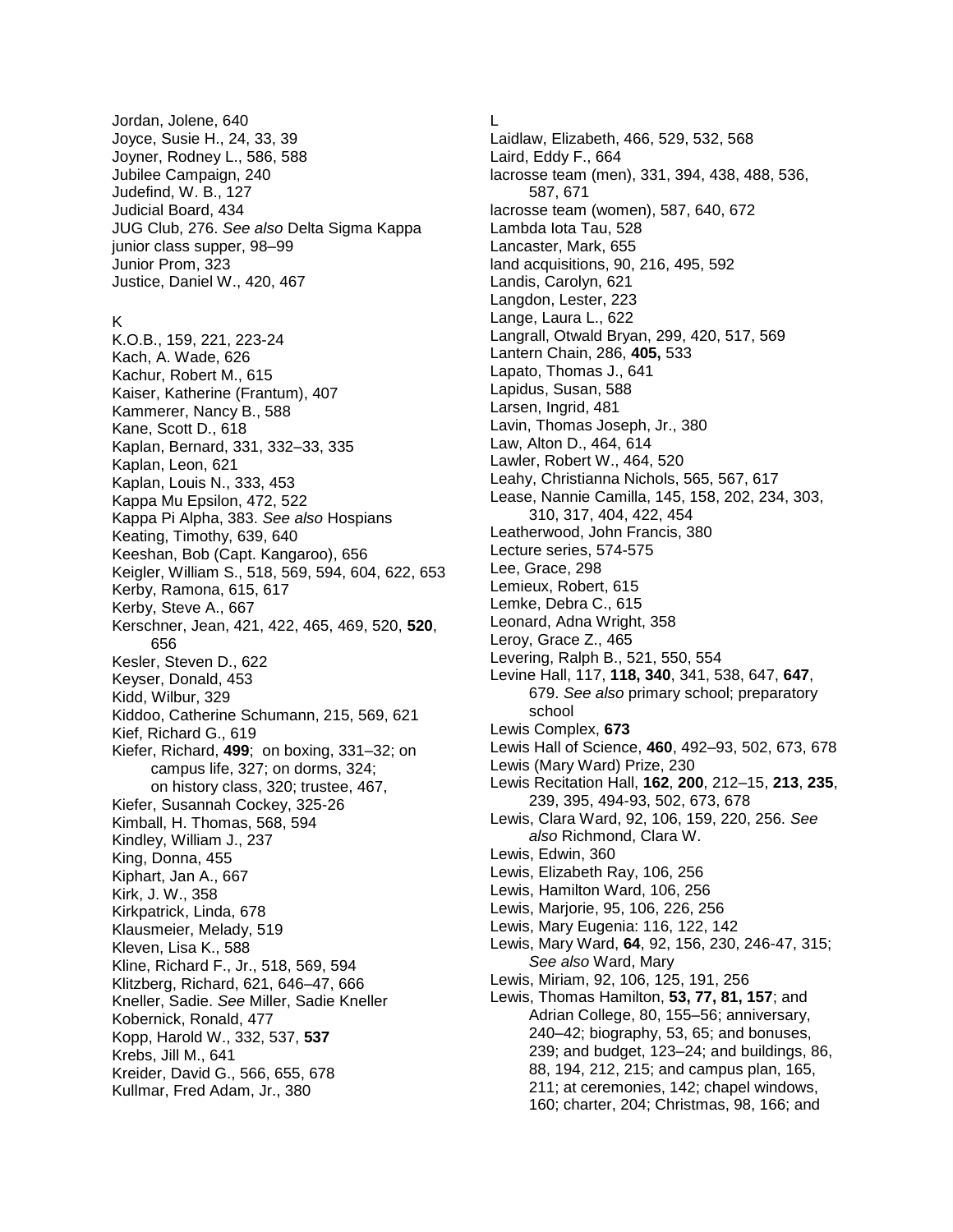Jordan, Jolene, 640
Joyce, Susie H., 24, 33, 39
Joyner, Rodney L., 586, 588
Jubilee Campaign, 240
Judefind, W. B., 127
Judicial Board, 434
JUG Club, 276. *See also* Delta Sigma Kappa
junior class supper, 98–99
Junior Prom, 323
Justice, Daniel W., 420, 467

K
K.O.B., 159, 221, 223-24
Kach, A. Wade, 626
Kachur, Robert M., 615
Kaiser, Katherine (Frantum), 407
Kammerer, Nancy B., 588
Kane, Scott D., 618
Kaplan, Bernard, 331, 332–33, 335
Kaplan, Leon, 621
Kaplan, Louis N., 333, 453
Kappa Mu Epsilon, 472, 522
Kappa Pi Alpha, 383. *See also* Hospians
Keating, Timothy, 639, 640
Keeshan, Bob (Capt. Kangaroo), 656
Keigler, William S., 518, 569, 594, 604, 622, 653
Kerby, Ramona, 615, 617
Kerby, Steve A., 667
Kerschner, Jean, 421, 422, 465, 469, 520, **520**, 656
Kesler, Steven D., 622
Keyser, Donald, 453
Kidd, Wilbur, 329
Kiddoo, Catherine Schumann, 215, 569, 621
Kief, Richard G., 619
Kiefer, Richard, **499**; on boxing, 331–32; on campus life, 327; on dorms, 324; on history class, 320; trustee, 467,
Kiefer, Susannah Cockey, 325-26
Kimball, H. Thomas, 568, 594
Kindley, William J., 237
King, Donna, 455
Kiphart, Jan A., 667
Kirk, J. W., 358
Kirkpatrick, Linda, 678
Klausmeier, Melady, 519
Kleven, Lisa K., 588
Kline, Richard F., Jr., 518, 569, 594
Klitzberg, Richard, 621, 646–47, 666
Kneller, Sadie. *See* Miller, Sadie Kneller
Kobernick, Ronald, 477
Kopp, Harold W., 332, 537, **537**
Krebs, Jill M., 641
Kreider, David G., 566, 655, 678
Kullmar, Fred Adam, Jr., 380

L
Laidlaw, Elizabeth, 466, 529, 532, 568
Laird, Eddy F., 664
lacrosse team (men), 331, 394, 438, 488, 536, 587, 671
lacrosse team (women), 587, 640, 672
Lambda Iota Tau, 528
Lancaster, Mark, 655
land acquisitions, 90, 216, 495, 592
Landis, Carolyn, 621
Langdon, Lester, 223
Lange, Laura L., 622
Langrall, Otwald Bryan, 299, 420, 517, 569
Lantern Chain, 286, **405,** 533
Lapato, Thomas J., 641
Lapidus, Susan, 588
Larsen, Ingrid, 481
Lavin, Thomas Joseph, Jr., 380
Law, Alton D., 464, 614
Lawler, Robert W., 464, 520
Leahy, Christianna Nichols, 565, 567, 617
Lease, Nannie Camilla, 145, 158, 202, 234, 303, 310, 317, 404, 422, 454
Leatherwood, John Francis, 380
Lecture series, 574-575
Lee, Grace, 298
Lemieux, Robert, 615
Lemke, Debra C., 615
Leonard, Adna Wright, 358
Leroy, Grace Z., 465
Levering, Ralph B., 521, 550, 554
Levine Hall, 117, **118, 340**, 341, 538, 647, **647**, 679. *See also* primary school; preparatory school
Lewis Complex, **673**
Lewis Hall of Science, **460**, 492–93, 502, 673, 678
Lewis (Mary Ward) Prize, 230
Lewis Recitation Hall, **162**, **200**, 212–15, **213**, **235**, 239, 395, 494-93, 502, 673, 678
Lewis, Clara Ward, 92, 106, 159, 220, 256. *See also* Richmond, Clara W.
Lewis, Edwin, 360
Lewis, Elizabeth Ray, 106, 256
Lewis, Hamilton Ward, 106, 256
Lewis, Marjorie, 95, 106, 226, 256
Lewis, Mary Eugenia: 116, 122, 142
Lewis, Mary Ward, **64**, 92, 156, 230, 246-47, 315; *See also* Ward, Mary
Lewis, Miriam, 92, 106, 125, 191, 256
Lewis, Thomas Hamilton, **53, 77, 81, 157**; and Adrian College, 80, 155–56; anniversary, 240–42; biography, 53, 65; and bonuses, 239; and budget, 123–24; and buildings, 86, 88, 194, 212, 215; and campus plan, 165, 211; at ceremonies, 142; chapel windows, 160; charter, 204; Christmas, 98, 166; and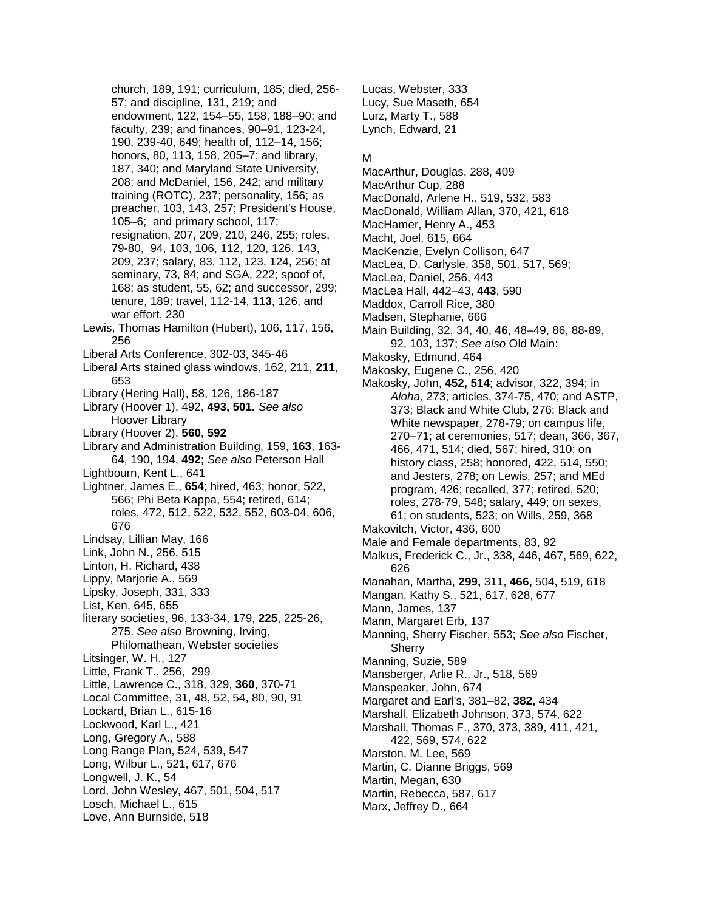church, 189, 191; curriculum, 185; died, 256-57; and discipline, 131, 219; and endowment, 122, 154–55, 158, 188–90; and faculty, 239; and finances, 90–91, 123-24, 190, 239-40, 649; health of, 112–14, 156; honors, 80, 113, 158, 205–7; and library, 187, 340; and Maryland State University, 208; and McDaniel, 156, 242; and military training (ROTC), 237; personality, 156; as preacher, 103, 143, 257; President's House, 105–6; and primary school, 117; resignation, 207, 209, 210, 246, 255; roles, 79-80, 94, 103, 106, 112, 120, 126, 143, 209, 237; salary, 83, 112, 123, 124, 256; at seminary, 73, 84; and SGA, 222; spoof of, 168; as student, 55, 62; and successor, 299; tenure, 189; travel, 112-14, **113**, 126, and war effort, 230

Lewis, Thomas Hamilton (Hubert), 106, 117, 156, 256

Liberal Arts Conference, 302-03, 345-46

Liberal Arts stained glass windows, 162, 211, **211**, 653

Library (Hering Hall), 58, 126, 186-187

Library (Hoover 1), 492, **493, 501.** *See also* Hoover Library

Library (Hoover 2), **560**, **592**

Library and Administration Building, 159, **163**, 163-64, 190, 194, **492**; *See also* Peterson Hall

Lightbourn, Kent L., 641

Lightner, James E., **654**; hired, 463; honor, 522, 566; Phi Beta Kappa, 554; retired, 614; roles, 472, 512, 522, 532, 552, 603-04, 606, 676

Lindsay, Lillian May, 166

Link, John N., 256, 515

Linton, H. Richard, 438

Lippy, Marjorie A., 569

Lipsky, Joseph, 331, 333

List, Ken, 645, 655

literary societies, 96, 133-34, 179, **225**, 225-26, 275. *See also* Browning, Irving, Philomathean, Webster societies

Litsinger, W. H., 127

Little, Frank T., 256, 299

Little, Lawrence C., 318, 329, **360**, 370-71

Local Committee, 31, 48, 52, 54, 80, 90, 91

Lockard, Brian L., 615-16

Lockwood, Karl L., 421

Long, Gregory A., 588

Long Range Plan, 524, 539, 547

Long, Wilbur L., 521, 617, 676

Longwell, J. K., 54

Lord, John Wesley, 467, 501, 504, 517

Losch, Michael L., 615

Love, Ann Burnside, 518

Lucas, Webster, 333

Lucy, Sue Maseth, 654

Lurz, Marty T., 588

Lynch, Edward, 21

M

MacArthur, Douglas, 288, 409

MacArthur Cup, 288

MacDonald, Arlene H., 519, 532, 583

MacDonald, William Allan, 370, 421, 618

MacHamer, Henry A., 453

Macht, Joel, 615, 664

MacKenzie, Evelyn Collison, 647

MacLea, D. Carlysle, 358, 501, 517, 569;

MacLea, Daniel, 256, 443

MacLea Hall, 442–43, **443**, 590

Maddox, Carroll Rice, 380

Madsen, Stephanie, 666

Main Building, 32, 34, 40, **46**, 48–49, 86, 88-89, 92, 103, 137; *See also* Old Main:

Makosky, Edmund, 464

Makosky, Eugene C., 256, 420

Makosky, John, **452, 514**; advisor, 322, 394; in *Aloha,* 273; articles, 374-75, 470; and ASTP, 373; Black and White Club, 276; Black and White newspaper, 278-79; on campus life, 270–71; at ceremonies, 517; dean, 366, 367, 466, 471, 514; died, 567; hired, 310; on history class, 258; honored, 422, 514, 550; and Jesters, 278; on Lewis, 257; and MEd program, 426; recalled, 377; retired, 520; roles, 278-79, 548; salary, 449; on sexes, 61; on students, 523; on Wills, 259, 368

Makovitch, Victor, 436, 600

Male and Female departments, 83, 92

Malkus, Frederick C., Jr., 338, 446, 467, 569, 622, 626

Manahan, Martha, **299,** 311, **466,** 504, 519, 618

Mangan, Kathy S., 521, 617, 628, 677

Mann, James, 137

Mann, Margaret Erb, 137

Manning, Sherry Fischer, 553; *See also* Fischer, Sherry

Manning, Suzie, 589

Mansberger, Arlie R., Jr., 518, 569

Manspeaker, John, 674

Margaret and Earl's, 381–82, **382,** 434

Marshall, Elizabeth Johnson, 373, 574, 622

Marshall, Thomas F., 370, 373, 389, 411, 421, 422, 569, 574, 622

Marston, M. Lee, 569

Martin, C. Dianne Briggs, 569

Martin, Megan, 630

Martin, Rebecca, 587, 617

Marx, Jeffrey D., 664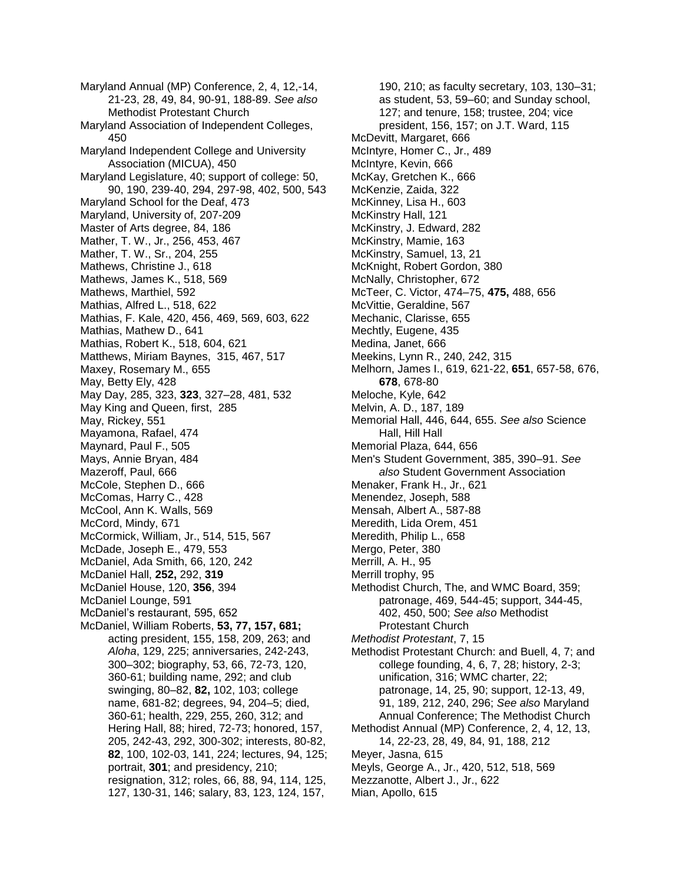Maryland Annual (MP) Conference, 2, 4, 12,-14, 21-23, 28, 49, 84, 90-91, 188-89. *See also* Methodist Protestant Church
Maryland Association of Independent Colleges, 450
Maryland Independent College and University Association (MICUA), 450
Maryland Legislature, 40; support of college: 50, 90, 190, 239-40, 294, 297-98, 402, 500, 543
Maryland School for the Deaf, 473
Maryland, University of, 207-209
Master of Arts degree, 84, 186
Mather, T. W., Jr., 256, 453, 467
Mather, T. W., Sr., 204, 255
Mathews, Christine J., 618
Mathews, James K., 518, 569
Mathews, Marthiel, 592
Mathias, Alfred L., 518, 622
Mathias, F. Kale, 420, 456, 469, 569, 603, 622
Mathias, Mathew D., 641
Mathias, Robert K., 518, 604, 621
Matthews, Miriam Baynes, 315, 467, 517
Maxey, Rosemary M., 655
May, Betty Ely, 428
May Day, 285, 323, **323**, 327–28, 481, 532
May King and Queen, first, 285
May, Rickey, 551
Mayamona, Rafael, 474
Maynard, Paul F., 505
Mays, Annie Bryan, 484
Mazeroff, Paul, 666
McCole, Stephen D., 666
McComas, Harry C., 428
McCool, Ann K. Walls, 569
McCord, Mindy, 671
McCormick, William, Jr., 514, 515, 567
McDade, Joseph E., 479, 553
McDaniel, Ada Smith, 66, 120, 242
McDaniel Hall, **252,** 292, **319**
McDaniel House, 120, **356**, 394
McDaniel Lounge, 591
McDaniel's restaurant, 595, 652
McDaniel, William Roberts, **53, 77, 157, 681;** acting president, 155, 158, 209, 263; and *Aloha*, 129, 225; anniversaries, 242-243, 300–302; biography, 53, 66, 72-73, 120, 360-61; building name, 292; and club swinging, 80–82, **82,** 102, 103; college name, 681-82; degrees, 94, 204–5; died, 360-61; health, 229, 255, 260, 312; and Hering Hall, 88; hired, 72-73; honored, 157, 205, 242-43, 292, 300-302; interests, 80-82, **82**, 100, 102-03, 141, 224; lectures, 94, 125; portrait, **301**; and presidency, 210; resignation, 312; roles, 66, 88, 94, 114, 125, 127, 130-31, 146; salary, 83, 123, 124, 157, 190, 210; as faculty secretary, 103, 130–31; as student, 53, 59–60; and Sunday school, 127; and tenure, 158; trustee, 204; vice president, 156, 157; on J.T. Ward, 115
McDevitt, Margaret, 666
McIntyre, Homer C., Jr., 489
McIntyre, Kevin, 666
McKay, Gretchen K., 666
McKenzie, Zaida, 322
McKinney, Lisa H., 603
McKinstry Hall, 121
McKinstry, J. Edward, 282
McKinstry, Mamie, 163
McKinstry, Samuel, 13, 21
McKnight, Robert Gordon, 380
McNally, Christopher, 672
McTeer, C. Victor, 474–75, **475,** 488, 656
McVittie, Geraldine, 567
Mechanic, Clarisse, 655
Mechtly, Eugene, 435
Medina, Janet, 666
Meekins, Lynn R., 240, 242, 315
Melhorn, James I., 619, 621-22, **651**, 657-58, 676, **678**, 678-80
Meloche, Kyle, 642
Melvin, A. D., 187, 189
Memorial Hall, 446, 644, 655. *See also* Science Hall, Hill Hall
Memorial Plaza, 644, 656
Men's Student Government, 385, 390–91. *See also* Student Government Association
Menaker, Frank H., Jr., 621
Menendez, Joseph, 588
Mensah, Albert A., 587-88
Meredith, Lida Orem, 451
Meredith, Philip L., 658
Mergo, Peter, 380
Merrill, A. H., 95
Merrill trophy, 95
Methodist Church, The, and WMC Board, 359; patronage, 469, 544-45; support, 344-45, 402, 450, 500; *See also* Methodist Protestant Church
*Methodist Protestant*, 7, 15
Methodist Protestant Church: and Buell, 4, 7; and college founding, 4, 6, 7, 28; history, 2-3; unification, 316; WMC charter, 22; patronage, 14, 25, 90; support, 12-13, 49, 91, 189, 212, 240, 296; *See also* Maryland Annual Conference; The Methodist Church
Methodist Annual (MP) Conference, 2, 4, 12, 13, 14, 22-23, 28, 49, 84, 91, 188, 212
Meyer, Jasna, 615
Meyls, George A., Jr., 420, 512, 518, 569
Mezzanotte, Albert J., Jr., 622
Mian, Apollo, 615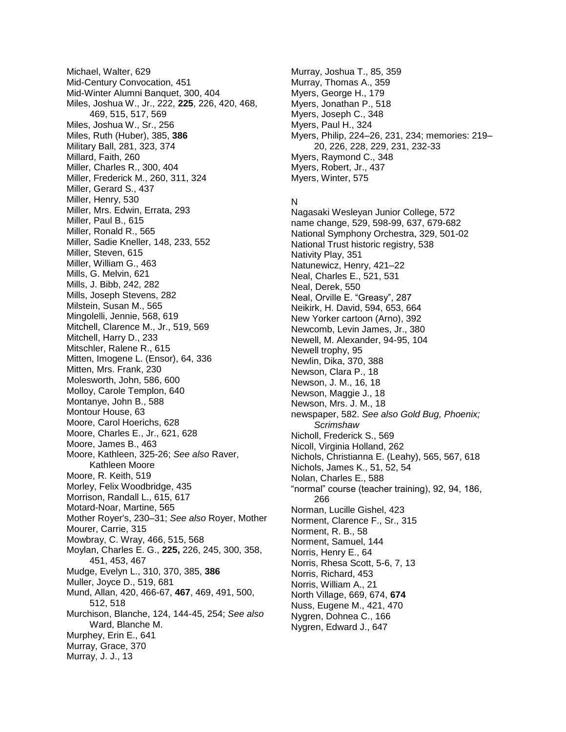Michael, Walter, 629
Mid-Century Convocation, 451
Mid-Winter Alumni Banquet, 300, 404
Miles, Joshua W., Jr., 222, **225**, 226, 420, 468, 469, 515, 517, 569
Miles, Joshua W., Sr., 256
Miles, Ruth (Huber), 385, **386**
Military Ball, 281, 323, 374
Millard, Faith, 260
Miller, Charles R., 300, 404
Miller, Frederick M., 260, 311, 324
Miller, Gerard S., 437
Miller, Henry, 530
Miller, Mrs. Edwin, Errata, 293
Miller, Paul B., 615
Miller, Ronald R., 565
Miller, Sadie Kneller, 148, 233, 552
Miller, Steven, 615
Miller, William G., 463
Mills, G. Melvin, 621
Mills, J. Bibb, 242, 282
Mills, Joseph Stevens, 282
Milstein, Susan M., 565
Mingolelli, Jennie, 568, 619
Mitchell, Clarence M., Jr., 519, 569
Mitchell, Harry D., 233
Mitschler, Ralene R., 615
Mitten, Imogene L. (Ensor), 64, 336
Mitten, Mrs. Frank, 230
Molesworth, John, 586, 600
Molloy, Carole Templon, 640
Montanye, John B., 588
Montour House, 63
Moore, Carol Hoerichs, 628
Moore, Charles E., Jr., 621, 628
Moore, James B., 463
Moore, Kathleen, 325-26; *See also* Raver, Kathleen Moore
Moore, R. Keith, 519
Morley, Felix Woodbridge, 435
Morrison, Randall L., 615, 617
Motard-Noar, Martine, 565
Mother Royer's, 230–31; *See also* Royer, Mother
Mourer, Carrie, 315
Mowbray, C. Wray, 466, 515, 568
Moylan, Charles E. G., **225,** 226, 245, 300, 358, 451, 453, 467
Mudge, Evelyn L., 310, 370, 385, **386**
Muller, Joyce D., 519, 681
Mund, Allan, 420, 466-67, **467**, 469, 491, 500, 512, 518
Murchison, Blanche, 124, 144-45, 254; *See also* Ward, Blanche M.
Murphey, Erin E., 641
Murray, Grace, 370
Murray, J. J., 13
Murray, Joshua T., 85, 359
Murray, Thomas A., 359
Myers, George H., 179
Myers, Jonathan P., 518
Myers, Joseph C., 348
Myers, Paul H., 324
Myers, Philip, 224–26, 231, 234; memories: 219–20, 226, 228, 229, 231, 232-33
Myers, Raymond C., 348
Myers, Robert, Jr., 437
Myers, Winter, 575

N

Nagasaki Wesleyan Junior College, 572
name change, 529, 598-99, 637, 679-682
National Symphony Orchestra, 329, 501-02
National Trust historic registry, 538
Nativity Play, 351
Natunewicz, Henry, 421–22
Neal, Charles E., 521, 531
Neal, Derek, 550
Neal, Orville E. "Greasy", 287
Neikirk, H. David, 594, 653, 664
New Yorker cartoon (Arno), 392
Newcomb, Levin James, Jr., 380
Newell, M. Alexander, 94-95, 104
Newell trophy, 95
Newlin, Dika, 370, 388
Newson, Clara P., 18
Newson, J. M., 16, 18
Newson, Maggie J., 18
Newson, Mrs. J. M., 18
newspaper, 582. *See also Gold Bug, Phoenix; Scrimshaw*
Nicholl, Frederick S., 569
Nicoll, Virginia Holland, 262
Nichols, Christianna E. (Leahy), 565, 567, 618
Nichols, James K., 51, 52, 54
Nolan, Charles E., 588
"normal" course (teacher training), 92, 94, 186, 266
Norman, Lucille Gishel, 423
Norment, Clarence F., Sr., 315
Norment, R. B., 58
Norment, Samuel, 144
Norris, Henry E., 64
Norris, Rhesa Scott, 5-6, 7, 13
Norris, Richard, 453
Norris, William A., 21
North Village, 669, 674, **674**
Nuss, Eugene M., 421, 470
Nygren, Dohnea C., 166
Nygren, Edward J., 647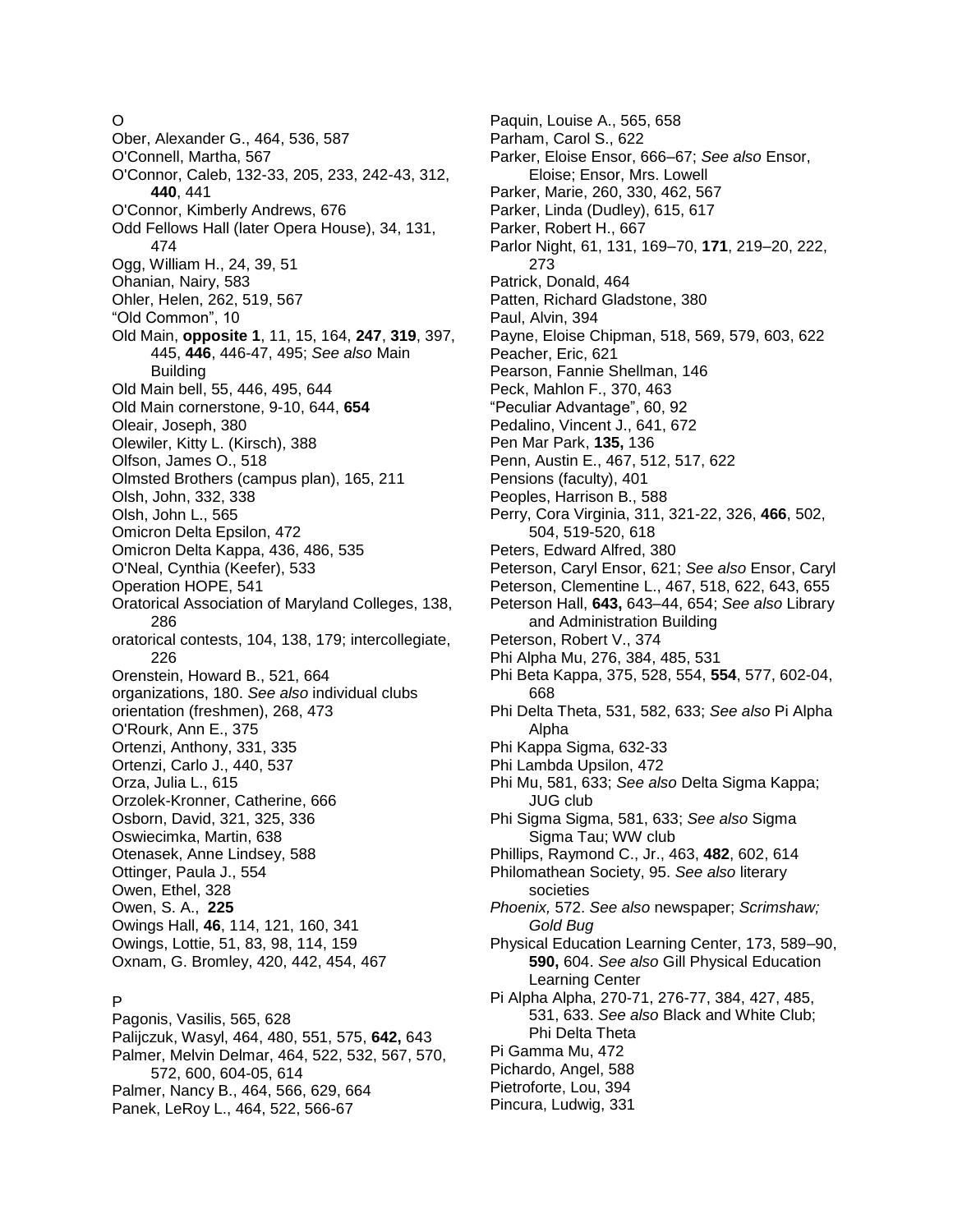O

Ober, Alexander G., 464, 536, 587
O'Connell, Martha, 567
O'Connor, Caleb, 132-33, 205, 233, 242-43, 312, **440**, 441
O'Connor, Kimberly Andrews, 676
Odd Fellows Hall (later Opera House), 34, 131, 474
Ogg, William H., 24, 39, 51
Ohanian, Nairy, 583
Ohler, Helen, 262, 519, 567
"Old Common", 10
Old Main, **opposite 1**, 11, 15, 164, **247**, **319**, 397, 445, **446**, 446-47, 495; *See also* Main Building
Old Main bell, 55, 446, 495, 644
Old Main cornerstone, 9-10, 644, **654**
Oleair, Joseph, 380
Olewiler, Kitty L. (Kirsch), 388
Olfson, James O., 518
Olmsted Brothers (campus plan), 165, 211
Olsh, John, 332, 338
Olsh, John L., 565
Omicron Delta Epsilon, 472
Omicron Delta Kappa, 436, 486, 535
O'Neal, Cynthia (Keefer), 533
Operation HOPE, 541
Oratorical Association of Maryland Colleges, 138, 286
oratorical contests, 104, 138, 179; intercollegiate, 226
Orenstein, Howard B., 521, 664
organizations, 180. *See also* individual clubs
orientation (freshmen), 268, 473
O'Rourk, Ann E., 375
Ortenzi, Anthony, 331, 335
Ortenzi, Carlo J., 440, 537
Orza, Julia L., 615
Orzolek-Kronner, Catherine, 666
Osborn, David, 321, 325, 336
Oswiecimka, Martin, 638
Otenasek, Anne Lindsey, 588
Ottinger, Paula J., 554
Owen, Ethel, 328
Owen, S. A., **225**
Owings Hall, **46**, 114, 121, 160, 341
Owings, Lottie, 51, 83, 98, 114, 159
Oxnam, G. Bromley, 420, 442, 454, 467

P

Pagonis, Vasilis, 565, 628
Palijczuk, Wasyl, 464, 480, 551, 575, **642,** 643
Palmer, Melvin Delmar, 464, 522, 532, 567, 570, 572, 600, 604-05, 614
Palmer, Nancy B., 464, 566, 629, 664
Panek, LeRoy L., 464, 522, 566-67
Paquin, Louise A., 565, 658
Parham, Carol S., 622
Parker, Eloise Ensor, 666–67; *See also* Ensor, Eloise; Ensor, Mrs. Lowell
Parker, Marie, 260, 330, 462, 567
Parker, Linda (Dudley), 615, 617
Parker, Robert H., 667
Parlor Night, 61, 131, 169–70, **171**, 219–20, 222, 273
Patrick, Donald, 464
Patten, Richard Gladstone, 380
Paul, Alvin, 394
Payne, Eloise Chipman, 518, 569, 579, 603, 622
Peacher, Eric, 621
Pearson, Fannie Shellman, 146
Peck, Mahlon F., 370, 463
"Peculiar Advantage", 60, 92
Pedalino, Vincent J., 641, 672
Pen Mar Park, **135,** 136
Penn, Austin E., 467, 512, 517, 622
Pensions (faculty), 401
Peoples, Harrison B., 588
Perry, Cora Virginia, 311, 321-22, 326, **466**, 502, 504, 519-520, 618
Peters, Edward Alfred, 380
Peterson, Caryl Ensor, 621; *See also* Ensor, Caryl
Peterson, Clementine L., 467, 518, 622, 643, 655
Peterson Hall, **643,** 643–44, 654; *See also* Library and Administration Building
Peterson, Robert V., 374
Phi Alpha Mu, 276, 384, 485, 531
Phi Beta Kappa, 375, 528, 554, **554**, 577, 602-04, 668
Phi Delta Theta, 531, 582, 633; *See also* Pi Alpha Alpha
Phi Kappa Sigma, 632-33
Phi Lambda Upsilon, 472
Phi Mu, 581, 633; *See also* Delta Sigma Kappa; JUG club
Phi Sigma Sigma, 581, 633; *See also* Sigma Sigma Tau; WW club
Phillips, Raymond C., Jr., 463, **482**, 602, 614
Philomathean Society, 95. *See also* literary societies
*Phoenix,* 572. *See also* newspaper; *Scrimshaw; Gold Bug*
Physical Education Learning Center, 173, 589–90, **590,** 604. *See also* Gill Physical Education Learning Center
Pi Alpha Alpha, 270-71, 276-77, 384, 427, 485, 531, 633. *See also* Black and White Club; Phi Delta Theta
Pi Gamma Mu, 472
Pichardo, Angel, 588
Pietroforte, Lou, 394
Pincura, Ludwig, 331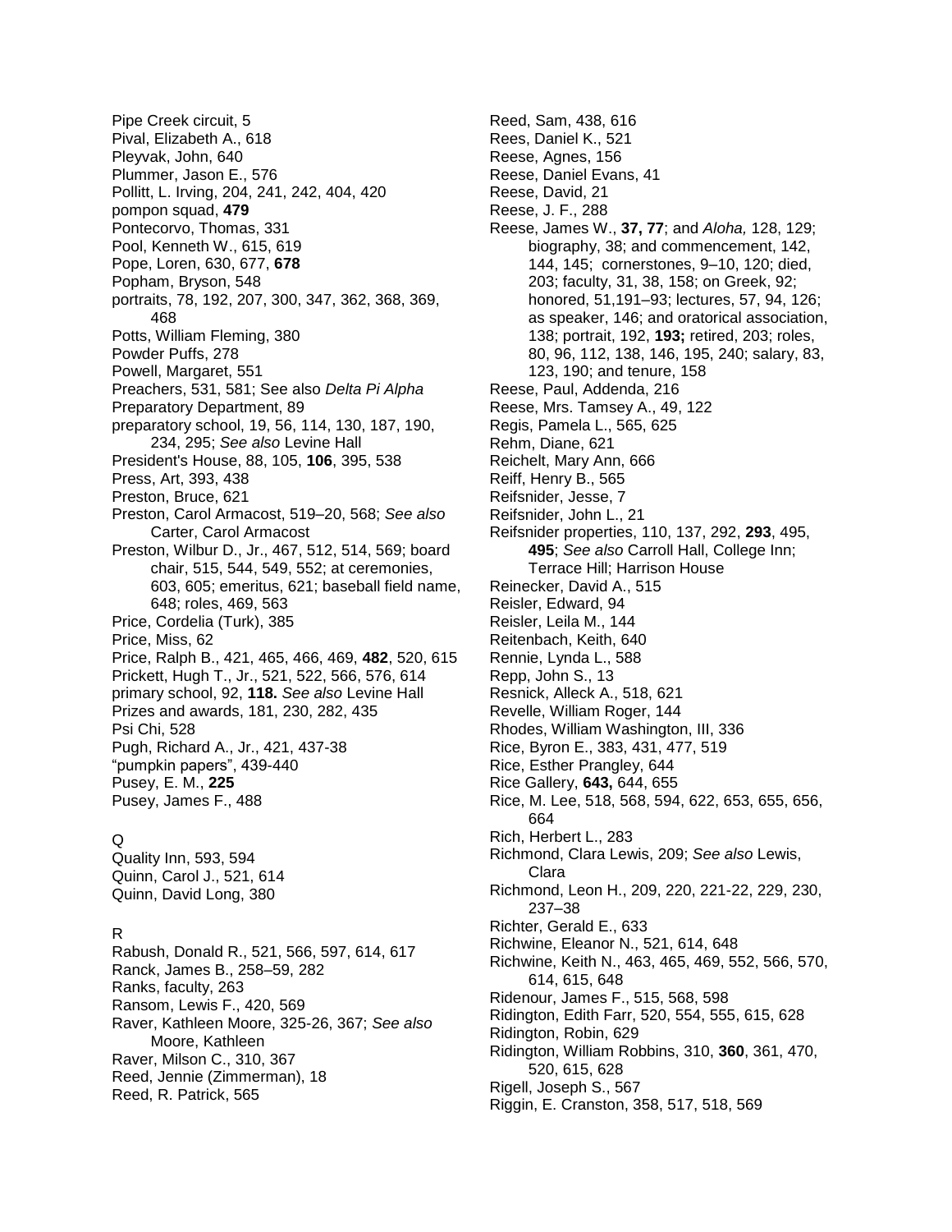Pipe Creek circuit, 5
Pival, Elizabeth A., 618
Pleyvak, John, 640
Plummer, Jason E., 576
Pollitt, L. Irving, 204, 241, 242, 404, 420
pompon squad, **479**
Pontecorvo, Thomas, 331
Pool, Kenneth W., 615, 619
Pope, Loren, 630, 677, **678**
Popham, Bryson, 548
portraits, 78, 192, 207, 300, 347, 362, 368, 369, 468
Potts, William Fleming, 380
Powder Puffs, 278
Powell, Margaret, 551
Preachers, 531, 581; See also *Delta Pi Alpha*
Preparatory Department, 89
preparatory school, 19, 56, 114, 130, 187, 190, 234, 295; *See also* Levine Hall
President's House, 88, 105, **106**, 395, 538
Press, Art, 393, 438
Preston, Bruce, 621
Preston, Carol Armacost, 519–20, 568; *See also* Carter, Carol Armacost
Preston, Wilbur D., Jr., 467, 512, 514, 569; board chair, 515, 544, 549, 552; at ceremonies, 603, 605; emeritus, 621; baseball field name, 648; roles, 469, 563
Price, Cordelia (Turk), 385
Price, Miss, 62
Price, Ralph B., 421, 465, 466, 469, **482**, 520, 615
Prickett, Hugh T., Jr., 521, 522, 566, 576, 614
primary school, 92, **118.** *See also* Levine Hall
Prizes and awards, 181, 230, 282, 435
Psi Chi, 528
Pugh, Richard A., Jr., 421, 437-38
"pumpkin papers", 439-440
Pusey, E. M., **225**
Pusey, James F., 488

Q

Quality Inn, 593, 594
Quinn, Carol J., 521, 614
Quinn, David Long, 380

R

Rabush, Donald R., 521, 566, 597, 614, 617
Ranck, James B., 258–59, 282
Ranks, faculty, 263
Ransom, Lewis F., 420, 569
Raver, Kathleen Moore, 325-26, 367; *See also* Moore, Kathleen
Raver, Milson C., 310, 367
Reed, Jennie (Zimmerman), 18
Reed, R. Patrick, 565
Reed, Sam, 438, 616
Rees, Daniel K., 521
Reese, Agnes, 156
Reese, Daniel Evans, 41
Reese, David, 21
Reese, J. F., 288
Reese, James W., **37, 77**; and *Aloha,* 128, 129; biography, 38; and commencement, 142, 144, 145; cornerstones, 9–10, 120; died, 203; faculty, 31, 38, 158; on Greek, 92; honored, 51,191–93; lectures, 57, 94, 126; as speaker, 146; and oratorical association, 138; portrait, 192, **193;** retired, 203; roles, 80, 96, 112, 138, 146, 195, 240; salary, 83, 123, 190; and tenure, 158
Reese, Paul, Addenda, 216
Reese, Mrs. Tamsey A., 49, 122
Regis, Pamela L., 565, 625
Rehm, Diane, 621
Reichelt, Mary Ann, 666
Reiff, Henry B., 565
Reifsnider, Jesse, 7
Reifsnider, John L., 21
Reifsnider properties, 110, 137, 292, **293**, 495, **495**; *See also* Carroll Hall, College Inn; Terrace Hill; Harrison House
Reinecker, David A., 515
Reisler, Edward, 94
Reisler, Leila M., 144
Reitenbach, Keith, 640
Rennie, Lynda L., 588
Repp, John S., 13
Resnick, Alleck A., 518, 621
Revelle, William Roger, 144
Rhodes, William Washington, III, 336
Rice, Byron E., 383, 431, 477, 519
Rice, Esther Prangley, 644
Rice Gallery, **643,** 644, 655
Rice, M. Lee, 518, 568, 594, 622, 653, 655, 656, 664
Rich, Herbert L., 283
Richmond, Clara Lewis, 209; *See also* Lewis, Clara
Richmond, Leon H., 209, 220, 221-22, 229, 230, 237–38
Richter, Gerald E., 633
Richwine, Eleanor N., 521, 614, 648
Richwine, Keith N., 463, 465, 469, 552, 566, 570, 614, 615, 648
Ridenour, James F., 515, 568, 598
Ridington, Edith Farr, 520, 554, 555, 615, 628
Ridington, Robin, 629
Ridington, William Robbins, 310, **360**, 361, 470, 520, 615, 628
Rigell, Joseph S., 567
Riggin, E. Cranston, 358, 517, 518, 569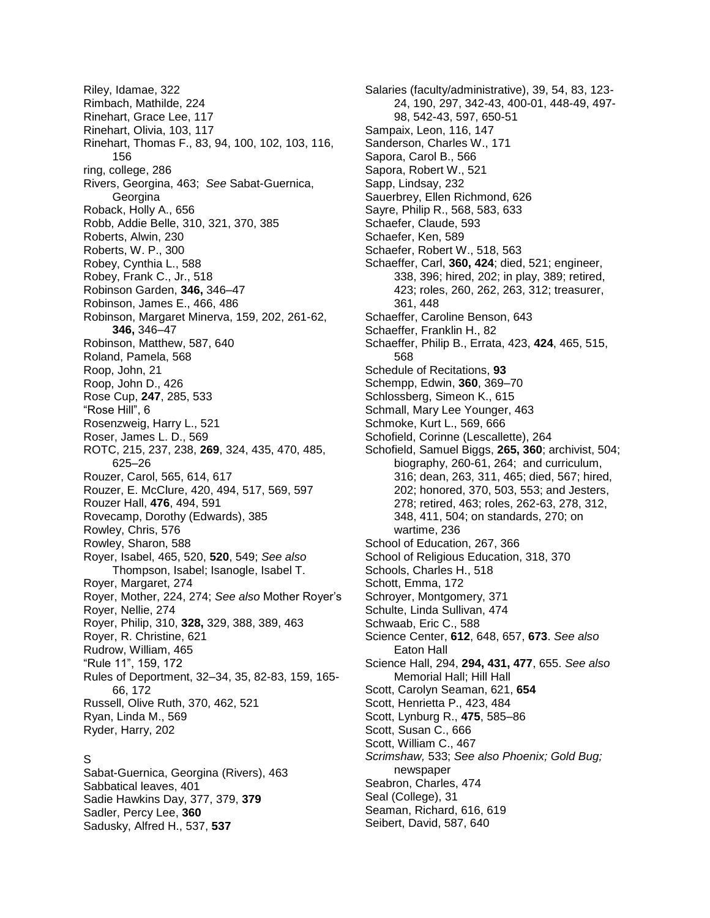Riley, Idamae, 322
Rimbach, Mathilde, 224
Rinehart, Grace Lee, 117
Rinehart, Olivia, 103, 117
Rinehart, Thomas F., 83, 94, 100, 102, 103, 116, 156
ring, college, 286
Rivers, Georgina, 463; *See* Sabat-Guernica, Georgina
Roback, Holly A., 656
Robb, Addie Belle, 310, 321, 370, 385
Roberts, Alwin, 230
Roberts, W. P., 300
Robey, Cynthia L., 588
Robey, Frank C., Jr., 518
Robinson Garden, **346,** 346–47
Robinson, James E., 466, 486
Robinson, Margaret Minerva, 159, 202, 261-62, **346,** 346–47
Robinson, Matthew, 587, 640
Roland, Pamela, 568
Roop, John, 21
Roop, John D., 426
Rose Cup, **247**, 285, 533
"Rose Hill", 6
Rosenzweig, Harry L., 521
Roser, James L. D., 569
ROTC, 215, 237, 238, **269**, 324, 435, 470, 485, 625–26
Rouzer, Carol, 565, 614, 617
Rouzer, E. McClure, 420, 494, 517, 569, 597
Rouzer Hall, **476**, 494, 591
Rovecamp, Dorothy (Edwards), 385
Rowley, Chris, 576
Rowley, Sharon, 588
Royer, Isabel, 465, 520, **520**, 549; *See also* Thompson, Isabel; Isanogle, Isabel T.
Royer, Margaret, 274
Royer, Mother, 224, 274; *See also* Mother Royer's
Royer, Nellie, 274
Royer, Philip, 310, **328,** 329, 388, 389, 463
Royer, R. Christine, 621
Rudrow, William, 465
"Rule 11", 159, 172
Rules of Deportment, 32–34, 35, 82-83, 159, 165-66, 172
Russell, Olive Ruth, 370, 462, 521
Ryan, Linda M., 569
Ryder, Harry, 202

S

Sabat-Guernica, Georgina (Rivers), 463
Sabbatical leaves, 401
Sadie Hawkins Day, 377, 379, **379**
Sadler, Percy Lee, **360**
Sadusky, Alfred H., 537, **537**
Salaries (faculty/administrative), 39, 54, 83, 123-24, 190, 297, 342-43, 400-01, 448-49, 497-98, 542-43, 597, 650-51
Sampaix, Leon, 116, 147
Sanderson, Charles W., 171
Sapora, Carol B., 566
Sapora, Robert W., 521
Sapp, Lindsay, 232
Sauerbrey, Ellen Richmond, 626
Sayre, Philip R., 568, 583, 633
Schaefer, Claude, 593
Schaefer, Ken, 589
Schaefer, Robert W., 518, 563
Schaeffer, Carl, **360, 424**; died, 521; engineer, 338, 396; hired, 202; in play, 389; retired, 423; roles, 260, 262, 263, 312; treasurer, 361, 448
Schaeffer, Caroline Benson, 643
Schaeffer, Franklin H., 82
Schaeffer, Philip B., Errata, 423, **424**, 465, 515, 568
Schedule of Recitations, **93**
Schempp, Edwin, **360**, 369–70
Schlossberg, Simeon K., 615
Schmall, Mary Lee Younger, 463
Schmoke, Kurt L., 569, 666
Schofield, Corinne (Lescallette), 264
Schofield, Samuel Biggs, **265, 360**; archivist, 504; biography, 260-61, 264; and curriculum, 316; dean, 263, 311, 465; died, 567; hired, 202; honored, 370, 503, 553; and Jesters, 278; retired, 463; roles, 262-63, 278, 312, 348, 411, 504; on standards, 270; on wartime, 236
School of Education, 267, 366
School of Religious Education, 318, 370
Schools, Charles H., 518
Schott, Emma, 172
Schroyer, Montgomery, 371
Schulte, Linda Sullivan, 474
Schwaab, Eric C., 588
Science Center, **612**, 648, 657, **673**. *See also* Eaton Hall
Science Hall, 294, **294, 431, 477**, 655. *See also* Memorial Hall; Hill Hall
Scott, Carolyn Seaman, 621, **654**
Scott, Henrietta P., 423, 484
Scott, Lynburg R., **475**, 585–86
Scott, Susan C., 666
Scott, William C., 467
*Scrimshaw,* 533; *See also Phoenix; Gold Bug;* newspaper
Seabron, Charles, 474
Seal (College), 31
Seaman, Richard, 616, 619
Seibert, David, 587, 640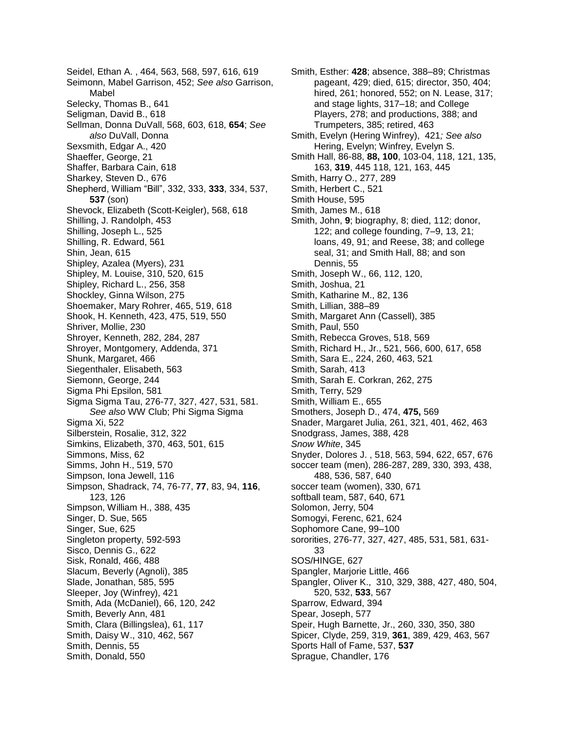Seidel, Ethan A. , 464, 563, 568, 597, 616, 619
Seimonn, Mabel Garrison, 452; *See also* Garrison, Mabel
Selecky, Thomas B., 641
Seligman, David B., 618
Sellman, Donna DuVall, 568, 603, 618, **654**; *See also* DuVall, Donna
Sexsmith, Edgar A., 420
Shaeffer, George, 21
Shaffer, Barbara Cain, 618
Sharkey, Steven D., 676
Shepherd, William "Bill", 332, 333, **333**, 334, 537, **537** (son)
Shevock, Elizabeth (Scott-Keigler), 568, 618
Shilling, J. Randolph, 453
Shilling, Joseph L., 525
Shilling, R. Edward, 561
Shin, Jean, 615
Shipley, Azalea (Myers), 231
Shipley, M. Louise, 310, 520, 615
Shipley, Richard L., 256, 358
Shockley, Ginna Wilson, 275
Shoemaker, Mary Rohrer, 465, 519, 618
Shook, H. Kenneth, 423, 475, 519, 550
Shriver, Mollie, 230
Shroyer, Kenneth, 282, 284, 287
Shroyer, Montgomery, Addenda, 371
Shunk, Margaret, 466
Siegenthaler, Elisabeth, 563
Siemonn, George, 244
Sigma Phi Epsilon, 581
Sigma Sigma Tau, 276-77, 327, 427, 531, 581. *See also* WW Club; Phi Sigma Sigma
Sigma Xi, 522
Silberstein, Rosalie, 312, 322
Simkins, Elizabeth, 370, 463, 501, 615
Simmons, Miss, 62
Simms, John H., 519, 570
Simpson, Iona Jewell, 116
Simpson, Shadrack, 74, 76-77, **77**, 83, 94, **116**, 123, 126
Simpson, William H., 388, 435
Singer, D. Sue, 565
Singer, Sue, 625
Singleton property, 592-593
Sisco, Dennis G., 622
Sisk, Ronald, 466, 488
Slacum, Beverly (Agnoli), 385
Slade, Jonathan, 585, 595
Sleeper, Joy (Winfrey), 421
Smith, Ada (McDaniel), 66, 120, 242
Smith, Beverly Ann, 481
Smith, Clara (Billingslea), 61, 117
Smith, Daisy W., 310, 462, 567
Smith, Dennis, 55
Smith, Donald, 550
Smith, Esther: **428**; absence, 388–89; Christmas pageant, 429; died, 615; director, 350, 404; hired, 261; honored, 552; on N. Lease, 317; and stage lights, 317–18; and College Players, 278; and productions, 388; and Trumpeters, 385; retired, 463
Smith, Evelyn (Hering Winfrey), 421*; See also* Hering, Evelyn; Winfrey, Evelyn S.
Smith Hall, 86-88, **88, 100**, 103-04, 118, 121, 135, 163, **319**, 445 118, 121, 163, 445
Smith, Harry O., 277, 289
Smith, Herbert C., 521
Smith House, 595
Smith, James M., 618
Smith, John, **9**; biography, 8; died, 112; donor, 122; and college founding, 7–9, 13, 21; loans, 49, 91; and Reese, 38; and college seal, 31; and Smith Hall, 88; and son Dennis, 55
Smith, Joseph W., 66, 112, 120,
Smith, Joshua, 21
Smith, Katharine M., 82, 136
Smith, Lillian, 388–89
Smith, Margaret Ann (Cassell), 385
Smith, Paul, 550
Smith, Rebecca Groves, 518, 569
Smith, Richard H., Jr., 521, 566, 600, 617, 658
Smith, Sara E., 224, 260, 463, 521
Smith, Sarah, 413
Smith, Sarah E. Corkran, 262, 275
Smith, Terry, 529
Smith, William E., 655
Smothers, Joseph D., 474, **475,** 569
Snader, Margaret Julia, 261, 321, 401, 462, 463
Snodgrass, James, 388, 428
*Snow White*, 345
Snyder, Dolores J. , 518, 563, 594, 622, 657, 676
soccer team (men), 286-287, 289, 330, 393, 438, 488, 536, 587, 640
soccer team (women), 330, 671
softball team, 587, 640, 671
Solomon, Jerry, 504
Somogyi, Ferenc, 621, 624
Sophomore Cane, 99–100
sororities, 276-77, 327, 427, 485, 531, 581, 631-33
SOS/HINGE, 627
Spangler, Marjorie Little, 466
Spangler, Oliver K., 310, 329, 388, 427, 480, 504, 520, 532, **533**, 567
Sparrow, Edward, 394
Spear, Joseph, 577
Speir, Hugh Barnette, Jr., 260, 330, 350, 380
Spicer, Clyde, 259, 319, **361**, 389, 429, 463, 567
Sports Hall of Fame, 537, **537**
Sprague, Chandler, 176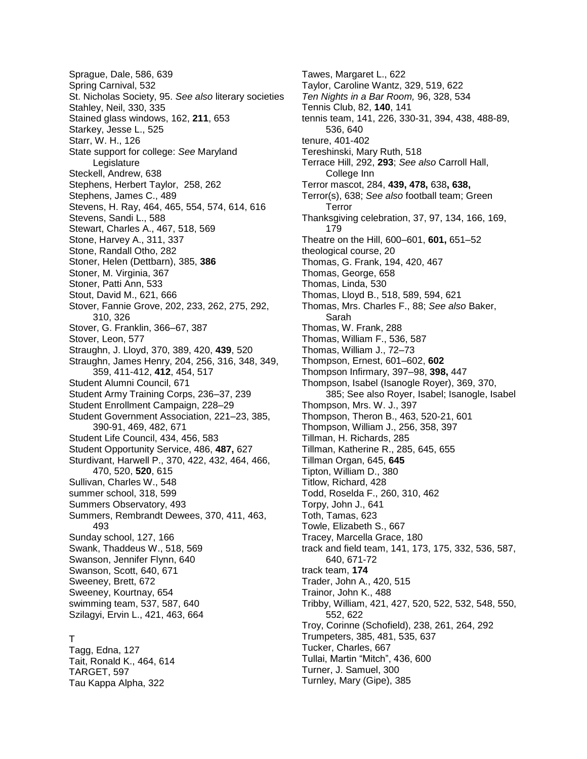Sprague, Dale, 586, 639
Spring Carnival, 532
St. Nicholas Society, 95. *See also* literary societies
Stahley, Neil, 330, 335
Stained glass windows, 162, **211**, 653
Starkey, Jesse L., 525
Starr, W. H., 126
State support for college: *See* Maryland Legislature
Steckell, Andrew, 638
Stephens, Herbert Taylor, 258, 262
Stephens, James C., 489
Stevens, H. Ray, 464, 465, 554, 574, 614, 616
Stevens, Sandi L., 588
Stewart, Charles A., 467, 518, 569
Stone, Harvey A., 311, 337
Stone, Randall Otho, 282
Stoner, Helen (Dettbarn), 385, **386**
Stoner, M. Virginia, 367
Stoner, Patti Ann, 533
Stout, David M., 621, 666
Stover, Fannie Grove, 202, 233, 262, 275, 292, 310, 326
Stover, G. Franklin, 366–67, 387
Stover, Leon, 577
Straughn, J. Lloyd, 370, 389, 420, **439**, 520
Straughn, James Henry, 204, 256, 316, 348, 349, 359, 411-412, **412**, 454, 517
Student Alumni Council, 671
Student Army Training Corps, 236–37, 239
Student Enrollment Campaign, 228–29
Student Government Association, 221–23, 385, 390-91, 469, 482, 671
Student Life Council, 434, 456, 583
Student Opportunity Service, 486, **487,** 627
Sturdivant, Harwell P., 370, 422, 432, 464, 466, 470, 520, **520**, 615
Sullivan, Charles W., 548
summer school, 318, 599
Summers Observatory, 493
Summers, Rembrandt Dewees, 370, 411, 463, 493
Sunday school, 127, 166
Swank, Thaddeus W., 518, 569
Swanson, Jennifer Flynn, 640
Swanson, Scott, 640, 671
Sweeney, Brett, 672
Sweeney, Kourtnay, 654
swimming team, 537, 587, 640
Szilagyi, Ervin L., 421, 463, 664

T

Tagg, Edna, 127
Tait, Ronald K., 464, 614
TARGET, 597
Tau Kappa Alpha, 322
Tawes, Margaret L., 622
Taylor, Caroline Wantz, 329, 519, 622
*Ten Nights in a Bar Room,* 96, 328, 534
Tennis Club, 82, **140**, 141
tennis team, 141, 226, 330-31, 394, 438, 488-89, 536, 640
tenure, 401-402
Tereshinski, Mary Ruth, 518
Terrace Hill, 292, **293**; *See also* Carroll Hall, College Inn
Terror mascot, 284, **439, 478,** 638**, 638,**
Terror(s), 638; *See also* football team; Green Terror
Thanksgiving celebration, 37, 97, 134, 166, 169, 179
Theatre on the Hill, 600–601, **601,** 651–52
theological course, 20
Thomas, G. Frank, 194, 420, 467
Thomas, George, 658
Thomas, Linda, 530
Thomas, Lloyd B., 518, 589, 594, 621
Thomas, Mrs. Charles F., 88; *See also* Baker, Sarah
Thomas, W. Frank, 288
Thomas, William F., 536, 587
Thomas, William J., 72–73
Thompson, Ernest, 601–602, **602**
Thompson Infirmary, 397–98, **398,** 447
Thompson, Isabel (Isanogle Royer), 369, 370, 385; See also Royer, Isabel; Isanogle, Isabel
Thompson, Mrs. W. J., 397
Thompson, Theron B., 463, 520-21, 601
Thompson, William J., 256, 358, 397
Tillman, H. Richards, 285
Tillman, Katherine R., 285, 645, 655
Tillman Organ, 645, **645**
Tipton, William D., 380
Titlow, Richard, 428
Todd, Roselda F., 260, 310, 462
Torpy, John J., 641
Toth, Tamas, 623
Towle, Elizabeth S., 667
Tracey, Marcella Grace, 180
track and field team, 141, 173, 175, 332, 536, 587, 640, 671-72
track team, **174**
Trader, John A., 420, 515
Trainor, John K., 488
Tribby, William, 421, 427, 520, 522, 532, 548, 550, 552, 622
Troy, Corinne (Schofield), 238, 261, 264, 292
Trumpeters, 385, 481, 535, 637
Tucker, Charles, 667
Tullai, Martin "Mitch", 436, 600
Turner, J. Samuel, 300
Turnley, Mary (Gipe), 385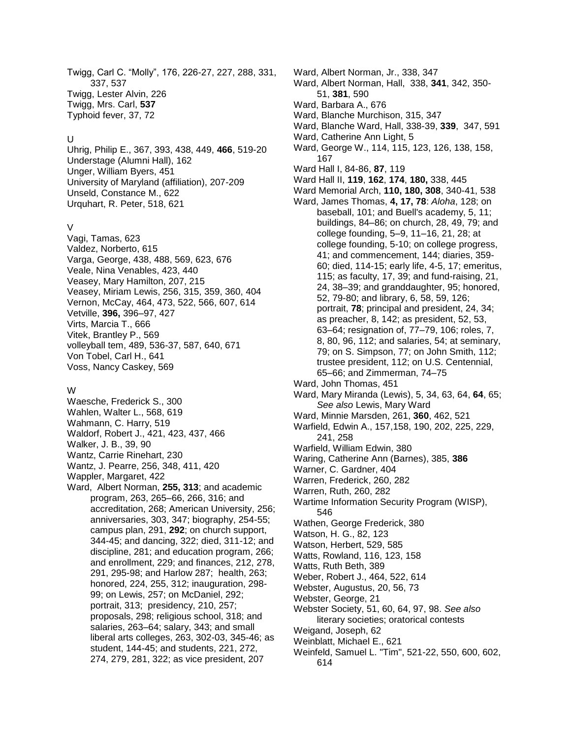Twigg, Carl C. "Molly", 176, 226-27, 227, 288, 331, 337, 537
Twigg, Lester Alvin, 226
Twigg, Mrs. Carl, **537**
Typhoid fever, 37, 72

U

Uhrig, Philip E., 367, 393, 438, 449, **466**, 519-20
Understage (Alumni Hall), 162
Unger, William Byers, 451
University of Maryland (affiliation), 207-209
Unseld, Constance M., 622
Urquhart, R. Peter, 518, 621

V

Vagi, Tamas, 623
Valdez, Norberto, 615
Varga, George, 438, 488, 569, 623, 676
Veale, Nina Venables, 423, 440
Veasey, Mary Hamilton, 207, 215
Veasey, Miriam Lewis, 256, 315, 359, 360, 404
Vernon, McCay, 464, 473, 522, 566, 607, 614
Vetville, **396,** 396–97, 427
Virts, Marcia T., 666
Vitek, Brantley P., 569
volleyball tem, 489, 536-37, 587, 640, 671
Von Tobel, Carl H., 641
Voss, Nancy Caskey, 569

W

Waesche, Frederick S., 300
Wahlen, Walter L., 568, 619
Wahmann, C. Harry, 519
Waldorf, Robert J., 421, 423, 437, 466
Walker, J. B., 39, 90
Wantz, Carrie Rinehart, 230
Wantz, J. Pearre, 256, 348, 411, 420
Wappler, Margaret, 422
Ward, Albert Norman, **255, 313**; and academic program, 263, 265–66, 266, 316; and accreditation, 268; American University, 256; anniversaries, 303, 347; biography, 254-55; campus plan, 291, **292**; on church support, 344-45; and dancing, 322; died, 311-12; and discipline, 281; and education program, 266; and enrollment, 229; and finances, 212, 278, 291, 295-98; and Harlow 287; health, 263; honored, 224, 255, 312; inauguration, 298-99; on Lewis, 257; on McDaniel, 292; portrait, 313; presidency, 210, 257; proposals, 298; religious school, 318; and salaries, 263–64; salary, 343; and small liberal arts colleges, 263, 302-03, 345-46; as student, 144-45; and students, 221, 272, 274, 279, 281, 322; as vice president, 207
Ward, Albert Norman, Jr., 338, 347
Ward, Albert Norman, Hall, 338, **341**, 342, 350-51, **381**, 590
Ward, Barbara A., 676
Ward, Blanche Murchison, 315, 347
Ward, Blanche Ward, Hall, 338-39, **339**, 347, 591
Ward, Catherine Ann Light, 5
Ward, George W., 114, 115, 123, 126, 138, 158, 167
Ward Hall I, 84-86, **87**, 119
Ward Hall II, **119**, **162**, **174**, **180,** 338, 445
Ward Memorial Arch, **110, 180, 308**, 340-41, 538
Ward, James Thomas, **4, 17, 78**: *Aloha*, 128; on baseball, 101; and Buell's academy, 5, 11; buildings, 84–86; on church, 28, 49, 79; and college founding, 5–9, 11–16, 21, 28; at college founding, 5-10; on college progress, 41; and commencement, 144; diaries, 359-60; died, 114-15; early life, 4-5, 17; emeritus, 115; as faculty, 17, 39; and fund-raising, 21, 24, 38–39; and granddaughter, 95; honored, 52, 79-80; and library, 6, 58, 59, 126; portrait, **78**; principal and president, 24, 34; as preacher, 8, 142; as president, 52, 53, 63–64; resignation of, 77–79, 106; roles, 7, 8, 80, 96, 112; and salaries, 54; at seminary, 79; on S. Simpson, 77; on John Smith, 112; trustee president, 112; on U.S. Centennial, 65–66; and Zimmerman, 74–75
Ward, John Thomas, 451
Ward, Mary Miranda (Lewis), 5, 34, 63, 64, **64**, 65; *See also* Lewis, Mary Ward
Ward, Minnie Marsden, 261, **360**, 462, 521
Warfield, Edwin A., 157,158, 190, 202, 225, 229, 241, 258
Warfield, William Edwin, 380
Waring, Catherine Ann (Barnes), 385, **386**
Warner, C. Gardner, 404
Warren, Frederick, 260, 282
Warren, Ruth, 260, 282
Wartime Information Security Program (WISP), 546
Wathen, George Frederick, 380
Watson, H. G., 82, 123
Watson, Herbert, 529, 585
Watts, Rowland, 116, 123, 158
Watts, Ruth Beth, 389
Weber, Robert J., 464, 522, 614
Webster, Augustus, 20, 56, 73
Webster, George, 21
Webster Society, 51, 60, 64, 97, 98. *See also* literary societies; oratorical contests
Weigand, Joseph, 62
Weinblatt, Michael E., 621
Weinfeld, Samuel L. "Tim", 521-22, 550, 600, 602, 614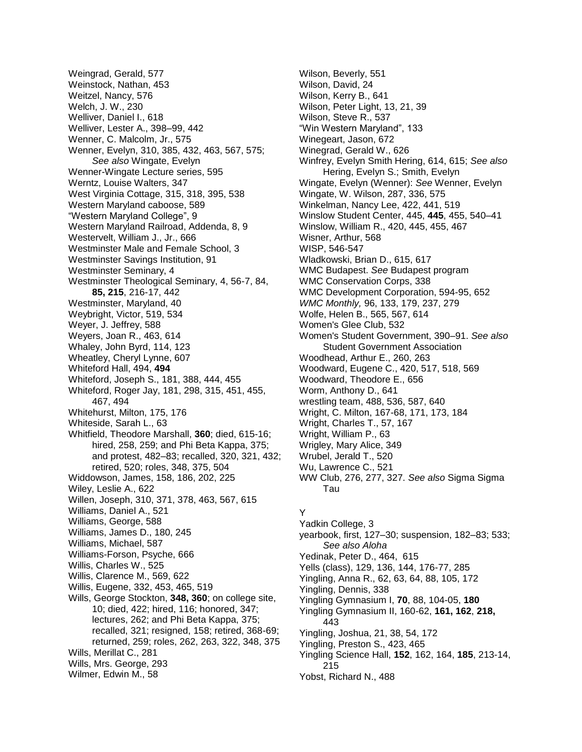Weingrad, Gerald, 577
Weinstock, Nathan, 453
Weitzel, Nancy, 576
Welch, J. W., 230
Welliver, Daniel I., 618
Welliver, Lester A., 398–99, 442
Wenner, C. Malcolm, Jr., 575
Wenner, Evelyn, 310, 385, 432, 463, 567, 575; *See also* Wingate, Evelyn
Wenner-Wingate Lecture series, 595
Werntz, Louise Walters, 347
West Virginia Cottage, 315, 318, 395, 538
Western Maryland caboose, 589
"Western Maryland College", 9
Western Maryland Railroad, Addenda, 8, 9
Westervelt, William J., Jr., 666
Westminster Male and Female School, 3
Westminster Savings Institution, 91
Westminster Seminary, 4
Westminster Theological Seminary, 4, 56-7, 84, **85, 215**, 216-17, 442
Westminster, Maryland, 40
Weybright, Victor, 519, 534
Weyer, J. Jeffrey, 588
Weyers, Joan R., 463, 614
Whaley, John Byrd, 114, 123
Wheatley, Cheryl Lynne, 607
Whiteford Hall, 494, **494**
Whiteford, Joseph S., 181, 388, 444, 455
Whiteford, Roger Jay, 181, 298, 315, 451, 455, 467, 494
Whitehurst, Milton, 175, 176
Whiteside, Sarah L., 63
Whitfield, Theodore Marshall, **360**; died, 615-16; hired, 258, 259; and Phi Beta Kappa, 375; and protest, 482–83; recalled, 320, 321, 432; retired, 520; roles, 348, 375, 504
Widdowson, James, 158, 186, 202, 225
Wiley, Leslie A., 622
Willen, Joseph, 310, 371, 378, 463, 567, 615
Williams, Daniel A., 521
Williams, George, 588
Williams, James D., 180, 245
Williams, Michael, 587
Williams-Forson, Psyche, 666
Willis, Charles W., 525
Willis, Clarence M., 569, 622
Willis, Eugene, 332, 453, 465, 519
Wills, George Stockton, **348, 360**; on college site, 10; died, 422; hired, 116; honored, 347; lectures, 262; and Phi Beta Kappa, 375; recalled, 321; resigned, 158; retired, 368-69; returned, 259; roles, 262, 263, 322, 348, 375
Wills, Merillat C., 281
Wills, Mrs. George, 293
Wilmer, Edwin M., 58
Wilson, Beverly, 551
Wilson, David, 24
Wilson, Kerry B., 641
Wilson, Peter Light, 13, 21, 39
Wilson, Steve R., 537
"Win Western Maryland", 133
Winegeart, Jason, 672
Winegrad, Gerald W., 626
Winfrey, Evelyn Smith Hering, 614, 615; *See also* Hering, Evelyn S.; Smith, Evelyn
Wingate, Evelyn (Wenner): *See* Wenner, Evelyn
Wingate, W. Wilson, 287, 336, 575
Winkelman, Nancy Lee, 422, 441, 519
Winslow Student Center, 445, **445**, 455, 540–41
Winslow, William R., 420, 445, 455, 467
Wisner, Arthur, 568
WISP, 546-547
Wladkowski, Brian D., 615, 617
WMC Budapest. *See* Budapest program
WMC Conservation Corps, 338
WMC Development Corporation, 594-95, 652
*WMC Monthly,* 96, 133, 179, 237, 279
Wolfe, Helen B., 565, 567, 614
Women's Glee Club, 532
Women's Student Government, 390–91. *See also* Student Government Association
Woodhead, Arthur E., 260, 263
Woodward, Eugene C., 420, 517, 518, 569
Woodward, Theodore E., 656
Worm, Anthony D., 641
wrestling team, 488, 536, 587, 640
Wright, C. Milton, 167-68, 171, 173, 184
Wright, Charles T., 57, 167
Wright, William P., 63
Wrigley, Mary Alice, 349
Wrubel, Jerald T., 520
Wu, Lawrence C., 521
WW Club, 276, 277, 327. *See also* Sigma Sigma Tau

Y

Yadkin College, 3
yearbook, first, 127–30; suspension, 182–83; 533; *See also Aloha*
Yedinak, Peter D., 464, 615
Yells (class), 129, 136, 144, 176-77, 285
Yingling, Anna R., 62, 63, 64, 88, 105, 172
Yingling, Dennis, 338
Yingling Gymnasium I, **70**, 88, 104-05, **180**
Yingling Gymnasium II, 160-62, **161, 162**, **218,** 443
Yingling, Joshua, 21, 38, 54, 172
Yingling, Preston S., 423, 465
Yingling Science Hall, **152**, 162, 164, **185**, 213-14, 215
Yobst, Richard N., 488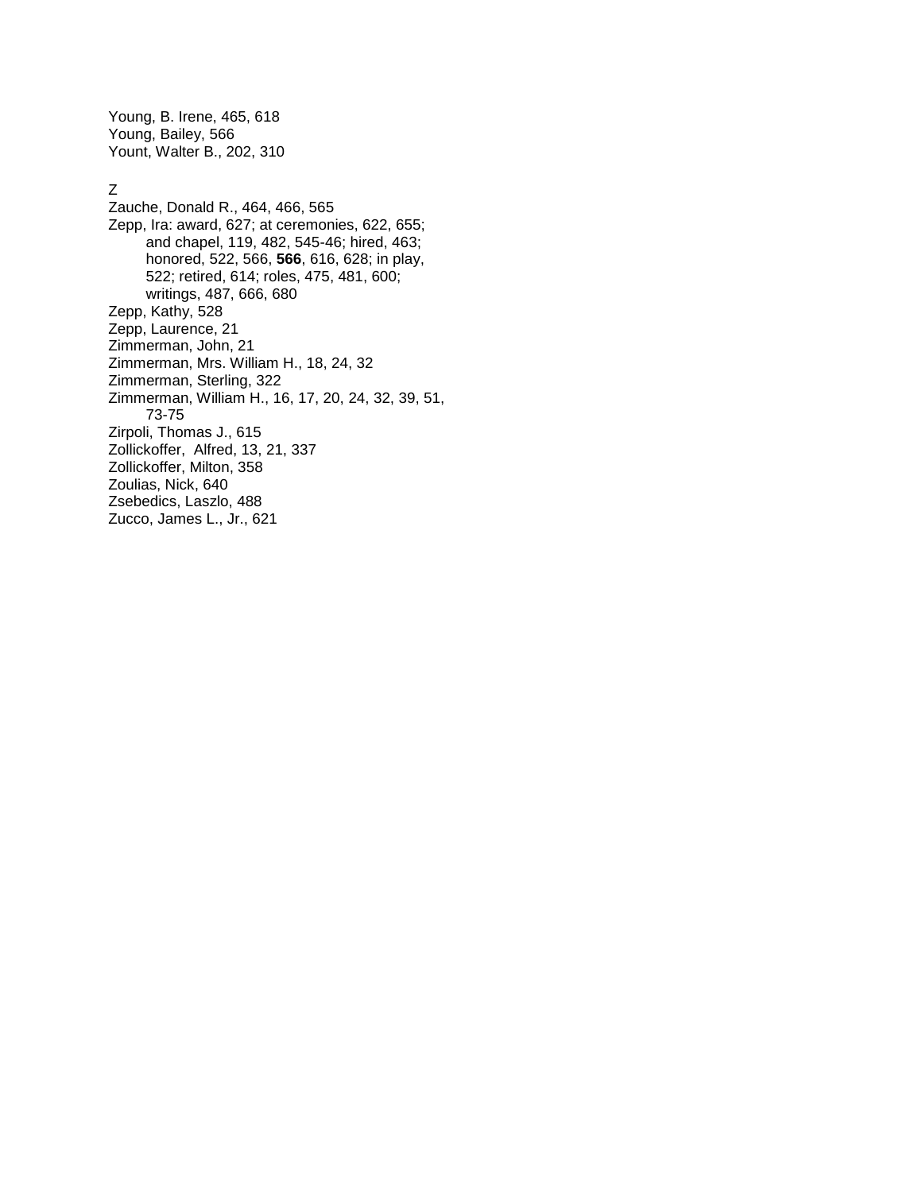Young, B. Irene, 465, 618
Young, Bailey, 566
Yount, Walter B., 202, 310

Z

Zauche, Donald R., 464, 466, 565
Zepp, Ira: award, 627; at ceremonies, 622, 655; and chapel, 119, 482, 545-46; hired, 463; honored, 522, 566, **566**, 616, 628; in play, 522; retired, 614; roles, 475, 481, 600; writings, 487, 666, 680
Zepp, Kathy, 528
Zepp, Laurence, 21
Zimmerman, John, 21
Zimmerman, Mrs. William H., 18, 24, 32
Zimmerman, Sterling, 322
Zimmerman, William H., 16, 17, 20, 24, 32, 39, 51, 73-75
Zirpoli, Thomas J., 615
Zollickoffer, Alfred, 13, 21, 337
Zollickoffer, Milton, 358
Zoulias, Nick, 640
Zsebedics, Laszlo, 488
Zucco, James L., Jr., 621